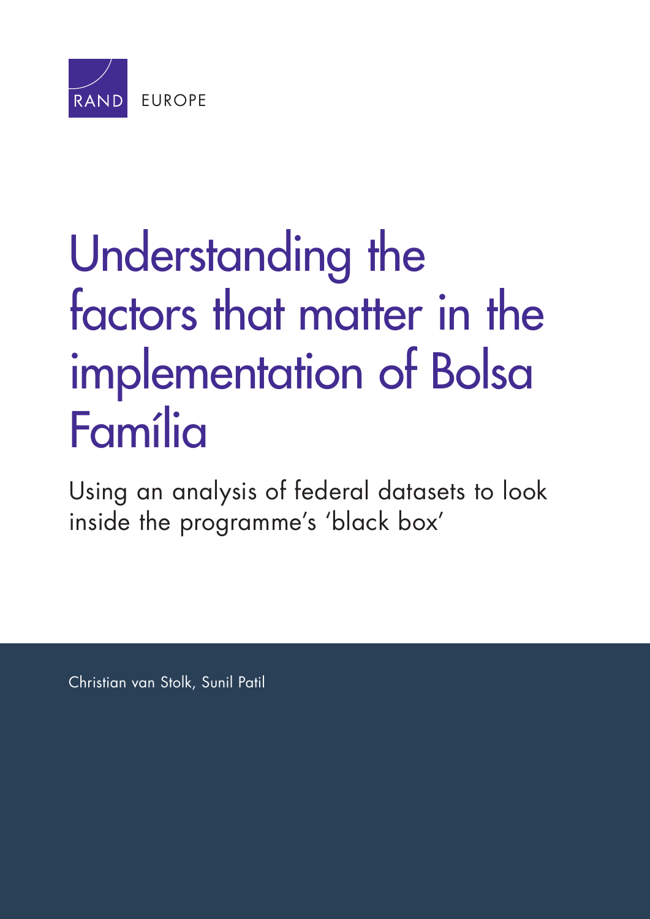RAND EUROPE

# Understanding the factors that matter in the implementation of Bolsa Família

## Using an analysis of federal datasets to look inside the programme's 'black box'

Christian van Stolk, Sunil Patil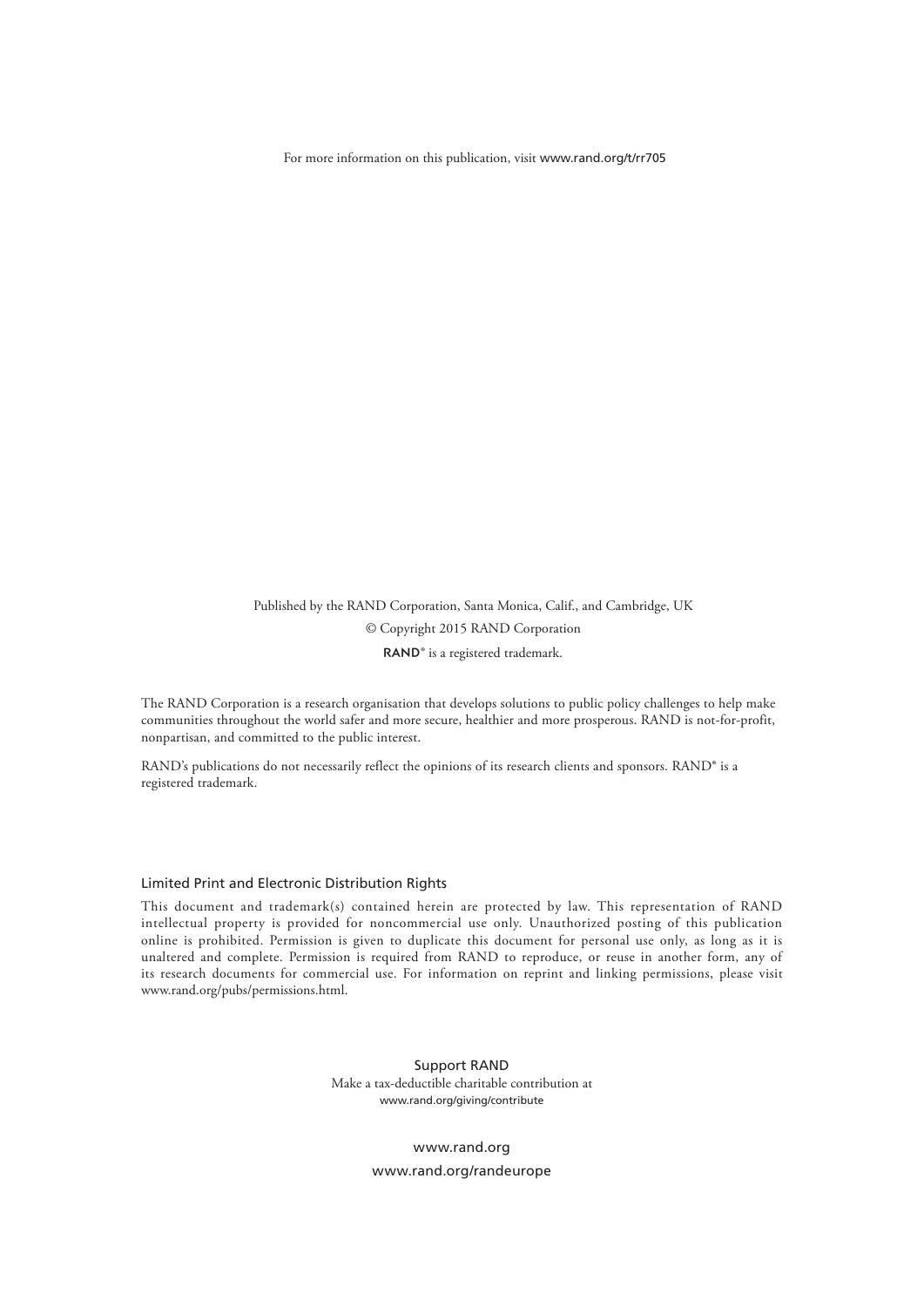For more information on this publication, visit www.rand.org/t/rr705

Published by the RAND Corporation, Santa Monica, Calif., and Cambridge, UK

© Copyright 2015 RAND Corporation

**RAND**® is a registered trademark.

The RAND Corporation is a research organisation that develops solutions to public policy challenges to help make communities throughout the world safer and more secure, healthier and more prosperous. RAND is not-for-profit, nonpartisan, and committed to the public interest.

RAND's publications do not necessarily reflect the opinions of its research clients and sponsors. RAND® is a registered trademark.

### Limited Print and Electronic Distribution Rights

This document and trademark(s) contained herein are protected by law. This representation of RAND intellectual property is provided for noncommercial use only. Unauthorized posting of this publication online is prohibited. Permission is given to duplicate this document for personal use only, as long as it is unaltered and complete. Permission is required from RAND to reproduce, or reuse in another form, any of its research documents for commercial use. For information on reprint and linking permissions, please visit www.rand.org/pubs/permissions.html.

Support RAND

Make a tax-deductible charitable contribution at
www.rand.org/giving/contribute

www.rand.org

www.rand.org/randeurope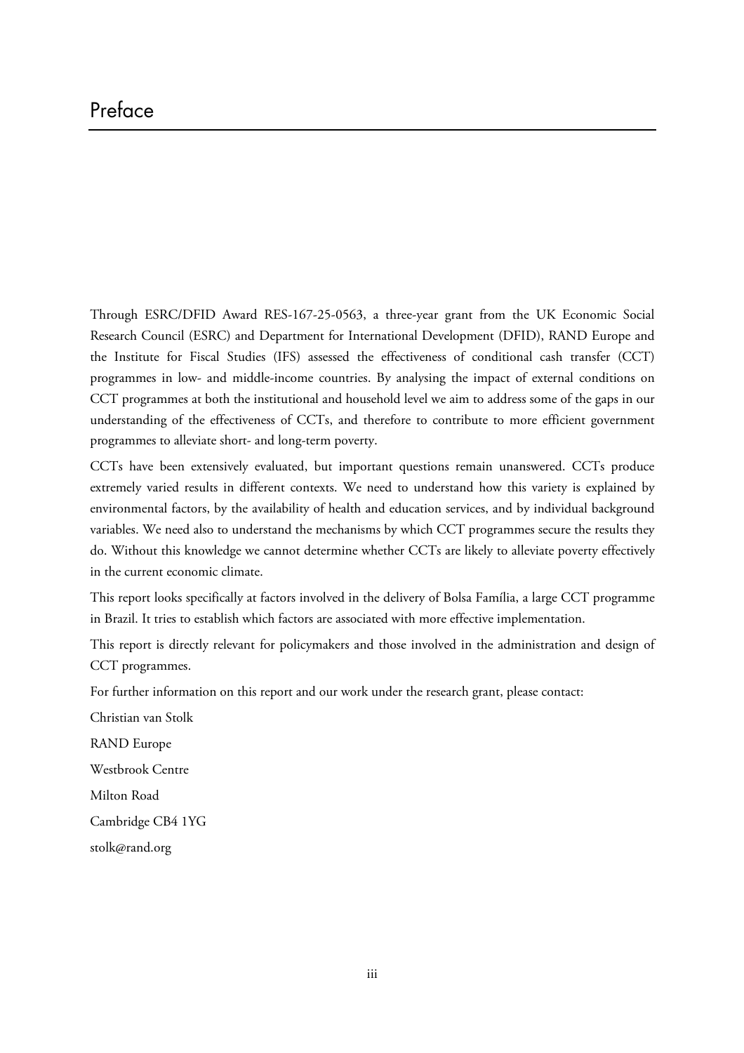# Preface

Through ESRC/DFID Award RES-167-25-0563, a three-year grant from the UK Economic Social Research Council (ESRC) and Department for International Development (DFID), RAND Europe and the Institute for Fiscal Studies (IFS) assessed the effectiveness of conditional cash transfer (CCT) programmes in low- and middle-income countries. By analysing the impact of external conditions on CCT programmes at both the institutional and household level we aim to address some of the gaps in our understanding of the effectiveness of CCTs, and therefore to contribute to more efficient government programmes to alleviate short- and long-term poverty.

CCTs have been extensively evaluated, but important questions remain unanswered. CCTs produce extremely varied results in different contexts. We need to understand how this variety is explained by environmental factors, by the availability of health and education services, and by individual background variables. We need also to understand the mechanisms by which CCT programmes secure the results they do. Without this knowledge we cannot determine whether CCTs are likely to alleviate poverty effectively in the current economic climate.

This report looks specifically at factors involved in the delivery of Bolsa Família, a large CCT programme in Brazil. It tries to establish which factors are associated with more effective implementation.

This report is directly relevant for policymakers and those involved in the administration and design of CCT programmes.

For further information on this report and our work under the research grant, please contact:

Christian van Stolk

RAND Europe

Westbrook Centre

Milton Road

Cambridge CB4 1YG

stolk@rand.org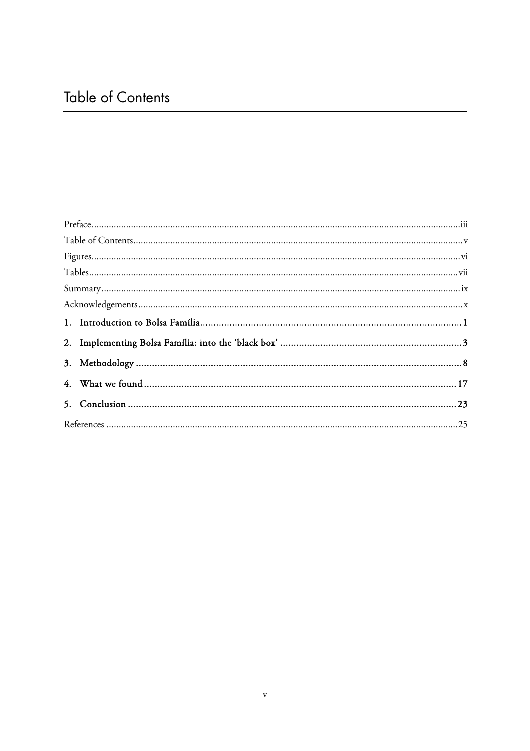# Table of Contents

Preface....................................................................................................................................iii

Table of Contents.....................................................................................................................v

Figures....................................................................................................................................vi

Tables....................................................................................................................................vii

Summary.................................................................................................................................ix

Acknowledgements...................................................................................................................x

1. Introduction to Bolsa Família.................................................................................................1

2. Implementing Bolsa Família: into the 'black box'..................................................................3

3. Methodology..........................................................................................................................8

4. What we found.....................................................................................................................17

5. Conclusion...........................................................................................................................23

References..............................................................................................................................25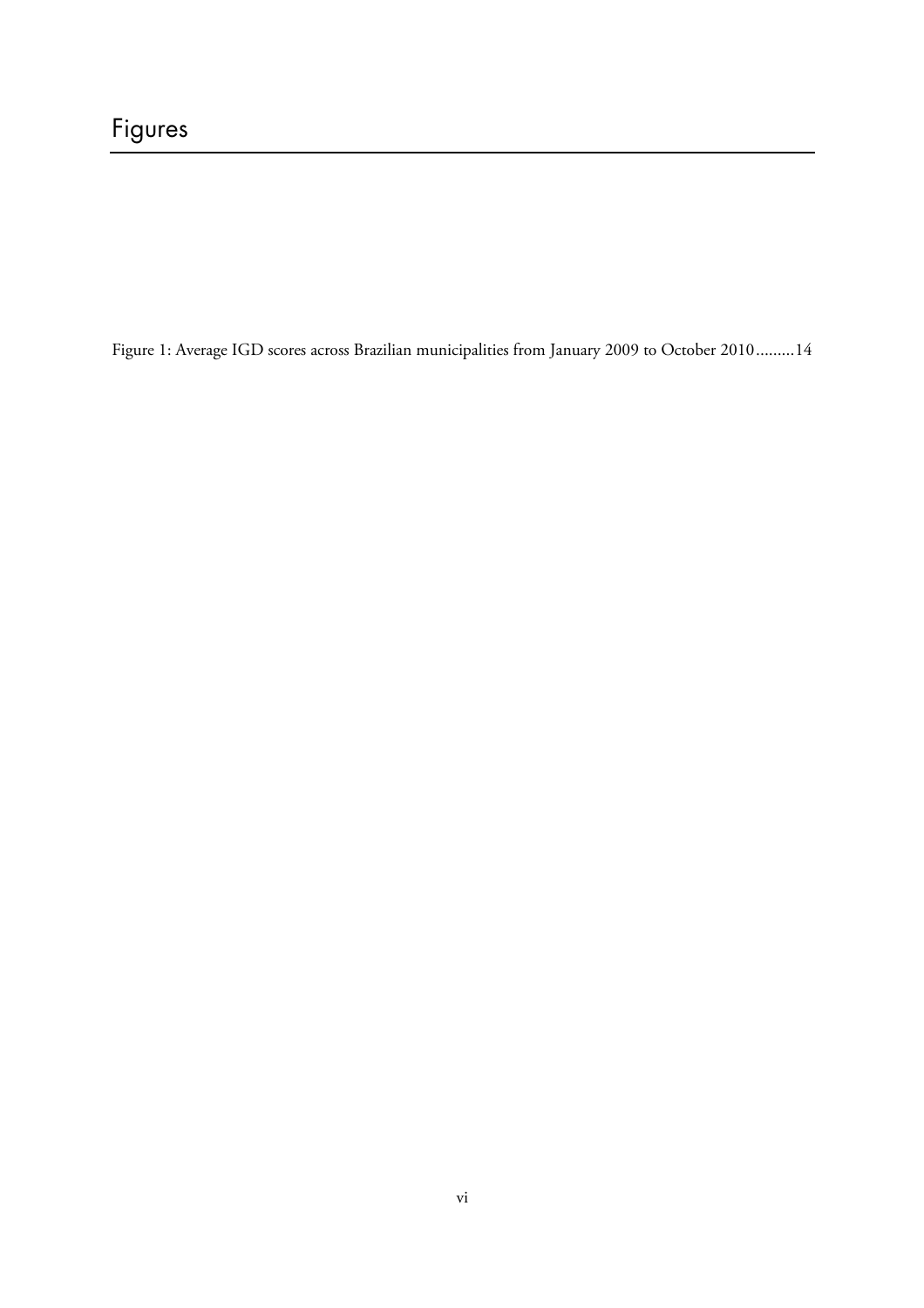# Figures

Figure 1: Average IGD scores across Brazilian municipalities from January 2009 to October 2010.........14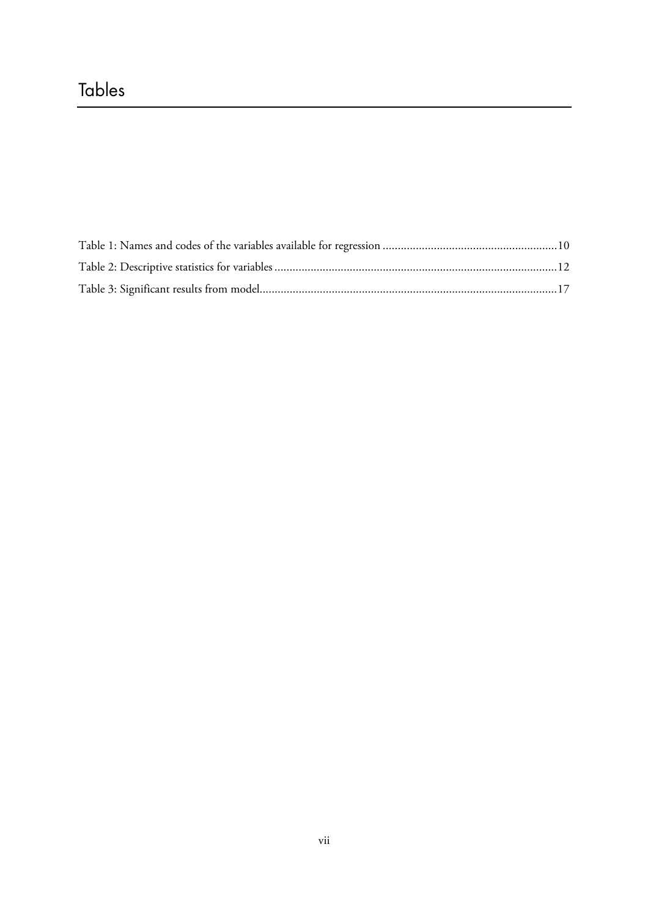# Tables

Table 1: Names and codes of the variables available for regression ........................................................ 10

Table 2: Descriptive statistics for variables ............................................................................................ 12

Table 3: Significant results from model.................................................................................................. 17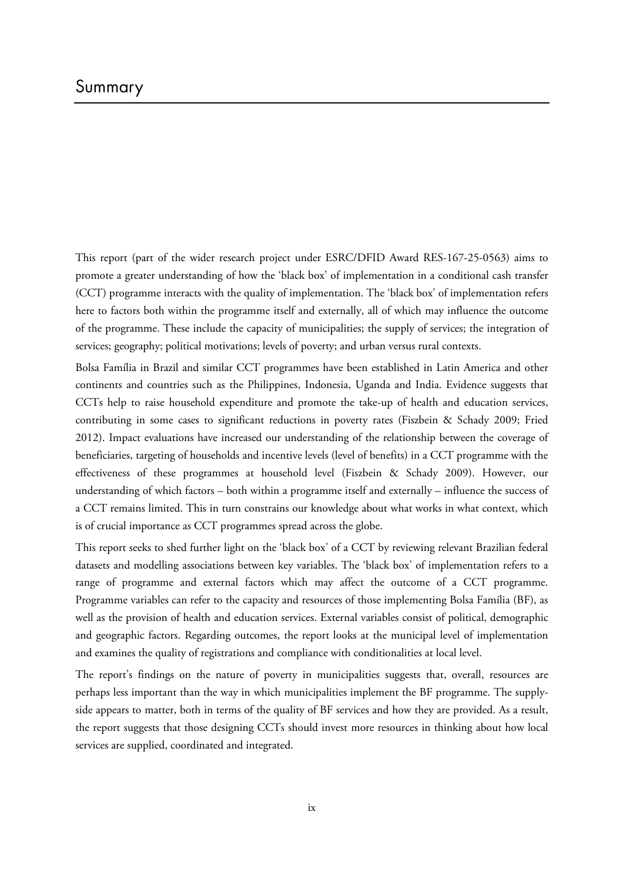# Summary

This report (part of the wider research project under ESRC/DFID Award RES-167-25-0563) aims to promote a greater understanding of how the 'black box' of implementation in a conditional cash transfer (CCT) programme interacts with the quality of implementation. The 'black box' of implementation refers here to factors both within the programme itself and externally, all of which may influence the outcome of the programme. These include the capacity of municipalities; the supply of services; the integration of services; geography; political motivations; levels of poverty; and urban versus rural contexts.

Bolsa Família in Brazil and similar CCT programmes have been established in Latin America and other continents and countries such as the Philippines, Indonesia, Uganda and India. Evidence suggests that CCTs help to raise household expenditure and promote the take-up of health and education services, contributing in some cases to significant reductions in poverty rates (Fiszbein & Schady 2009; Fried 2012). Impact evaluations have increased our understanding of the relationship between the coverage of beneficiaries, targeting of households and incentive levels (level of benefits) in a CCT programme with the effectiveness of these programmes at household level (Fiszbein & Schady 2009). However, our understanding of which factors – both within a programme itself and externally – influence the success of a CCT remains limited. This in turn constrains our knowledge about what works in what context, which is of crucial importance as CCT programmes spread across the globe.

This report seeks to shed further light on the 'black box' of a CCT by reviewing relevant Brazilian federal datasets and modelling associations between key variables. The 'black box' of implementation refers to a range of programme and external factors which may affect the outcome of a CCT programme. Programme variables can refer to the capacity and resources of those implementing Bolsa Família (BF), as well as the provision of health and education services. External variables consist of political, demographic and geographic factors. Regarding outcomes, the report looks at the municipal level of implementation and examines the quality of registrations and compliance with conditionalities at local level.

The report's findings on the nature of poverty in municipalities suggests that, overall, resources are perhaps less important than the way in which municipalities implement the BF programme. The supply-side appears to matter, both in terms of the quality of BF services and how they are provided. As a result, the report suggests that those designing CCTs should invest more resources in thinking about how local services are supplied, coordinated and integrated.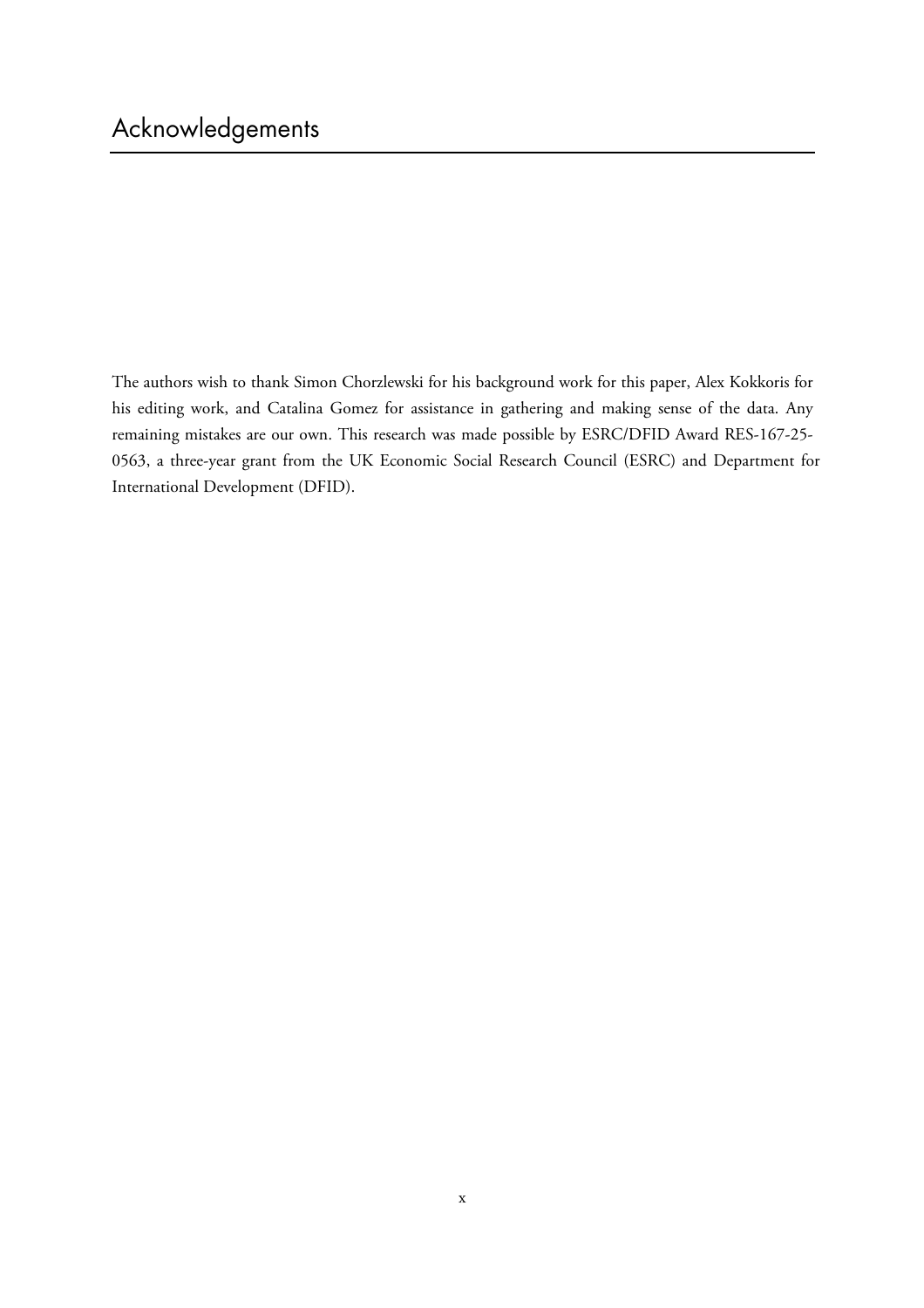# Acknowledgements

The authors wish to thank Simon Chorzlewski for his background work for this paper, Alex Kokkoris for his editing work, and Catalina Gomez for assistance in gathering and making sense of the data. Any remaining mistakes are our own. This research was made possible by ESRC/DFID Award RES-167-25-0563, a three-year grant from the UK Economic Social Research Council (ESRC) and Department for International Development (DFID).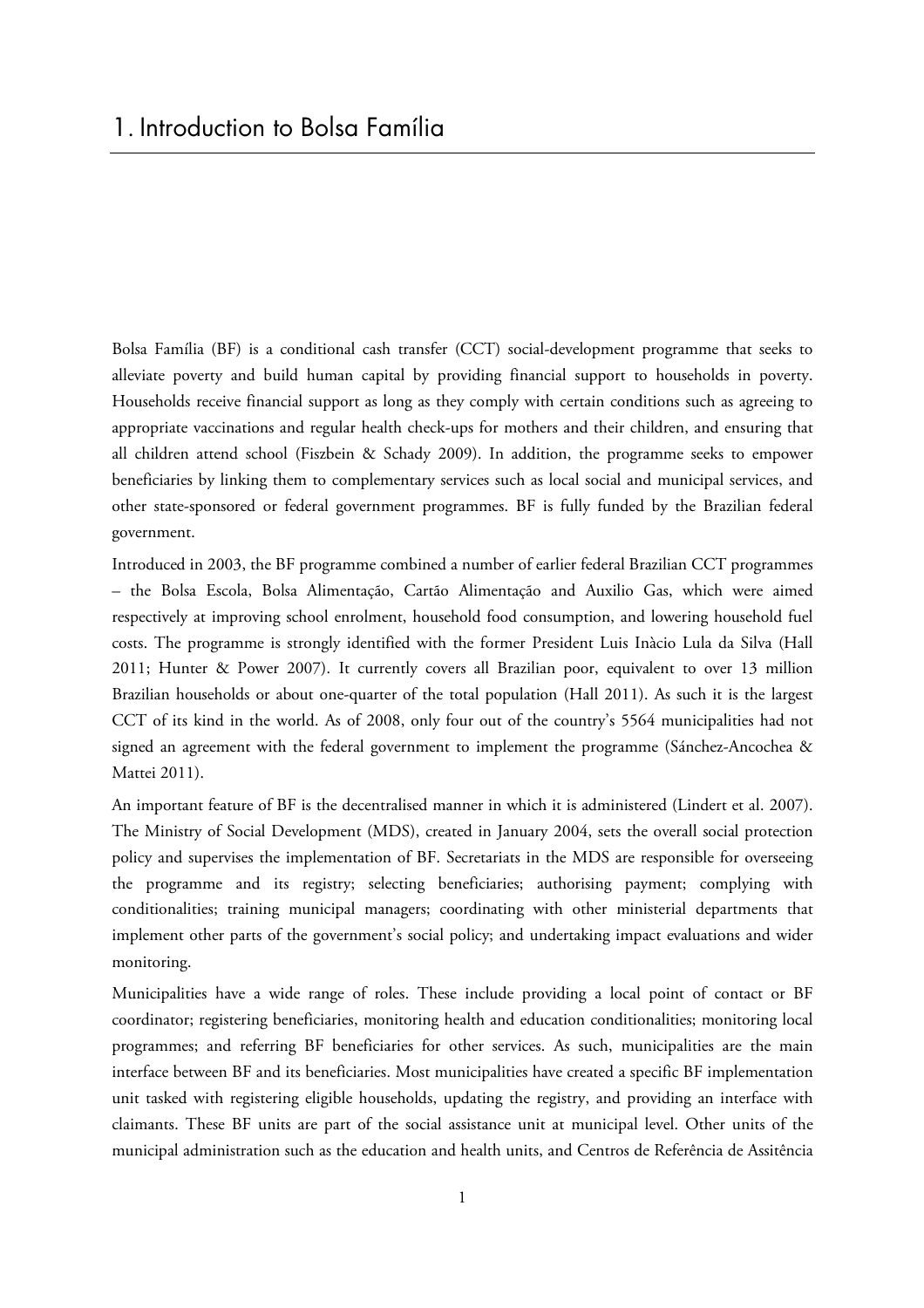# 1. Introduction to Bolsa Família

Bolsa Família (BF) is a conditional cash transfer (CCT) social-development programme that seeks to alleviate poverty and build human capital by providing financial support to households in poverty. Households receive financial support as long as they comply with certain conditions such as agreeing to appropriate vaccinations and regular health check-ups for mothers and their children, and ensuring that all children attend school (Fiszbein & Schady 2009). In addition, the programme seeks to empower beneficiaries by linking them to complementary services such as local social and municipal services, and other state-sponsored or federal government programmes. BF is fully funded by the Brazilian federal government.

Introduced in 2003, the BF programme combined a number of earlier federal Brazilian CCT programmes – the Bolsa Escola, Bolsa Alimentação, Cartão Alimentação and Auxilio Gas, which were aimed respectively at improving school enrolment, household food consumption, and lowering household fuel costs. The programme is strongly identified with the former President Luis Inàcio Lula da Silva (Hall 2011; Hunter & Power 2007). It currently covers all Brazilian poor, equivalent to over 13 million Brazilian households or about one-quarter of the total population (Hall 2011). As such it is the largest CCT of its kind in the world. As of 2008, only four out of the country's 5564 municipalities had not signed an agreement with the federal government to implement the programme (Sánchez-Ancochea & Mattei 2011).

An important feature of BF is the decentralised manner in which it is administered (Lindert et al. 2007). The Ministry of Social Development (MDS), created in January 2004, sets the overall social protection policy and supervises the implementation of BF. Secretariats in the MDS are responsible for overseeing the programme and its registry; selecting beneficiaries; authorising payment; complying with conditionalities; training municipal managers; coordinating with other ministerial departments that implement other parts of the government's social policy; and undertaking impact evaluations and wider monitoring.

Municipalities have a wide range of roles. These include providing a local point of contact or BF coordinator; registering beneficiaries, monitoring health and education conditionalities; monitoring local programmes; and referring BF beneficiaries for other services. As such, municipalities are the main interface between BF and its beneficiaries. Most municipalities have created a specific BF implementation unit tasked with registering eligible households, updating the registry, and providing an interface with claimants. These BF units are part of the social assistance unit at municipal level. Other units of the municipal administration such as the education and health units, and Centros de Referência de Assitência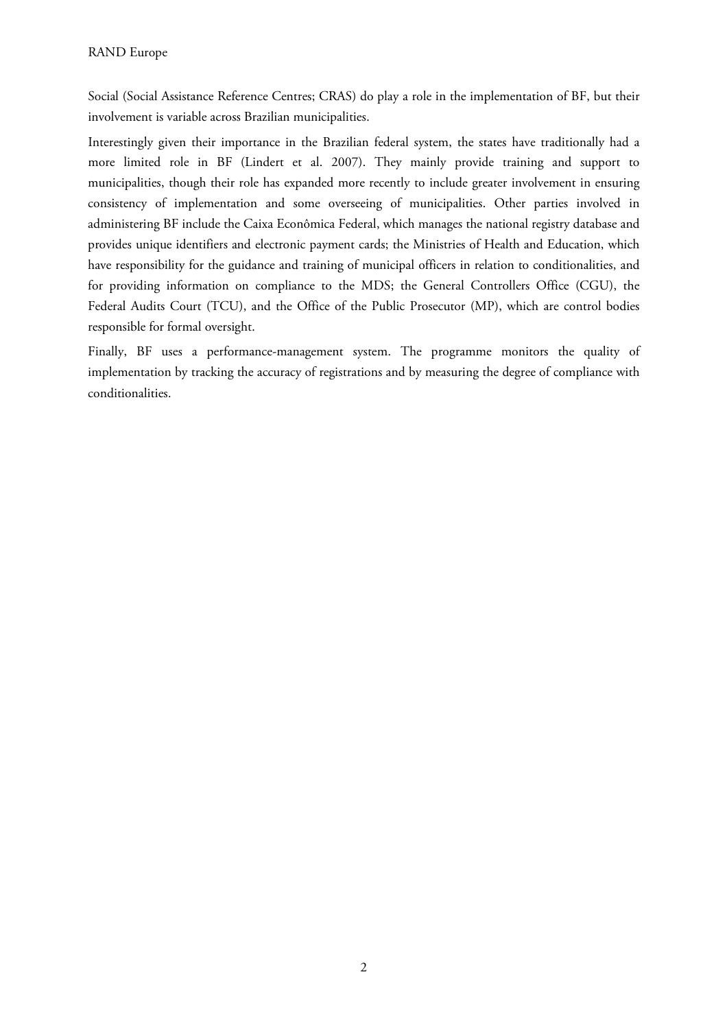Social (Social Assistance Reference Centres; CRAS) do play a role in the implementation of BF, but their involvement is variable across Brazilian municipalities.

Interestingly given their importance in the Brazilian federal system, the states have traditionally had a more limited role in BF (Lindert et al. 2007). They mainly provide training and support to municipalities, though their role has expanded more recently to include greater involvement in ensuring consistency of implementation and some overseeing of municipalities. Other parties involved in administering BF include the Caixa Econômica Federal, which manages the national registry database and provides unique identifiers and electronic payment cards; the Ministries of Health and Education, which have responsibility for the guidance and training of municipal officers in relation to conditionalities, and for providing information on compliance to the MDS; the General Controllers Office (CGU), the Federal Audits Court (TCU), and the Office of the Public Prosecutor (MP), which are control bodies responsible for formal oversight.

Finally, BF uses a performance-management system. The programme monitors the quality of implementation by tracking the accuracy of registrations and by measuring the degree of compliance with conditionalities.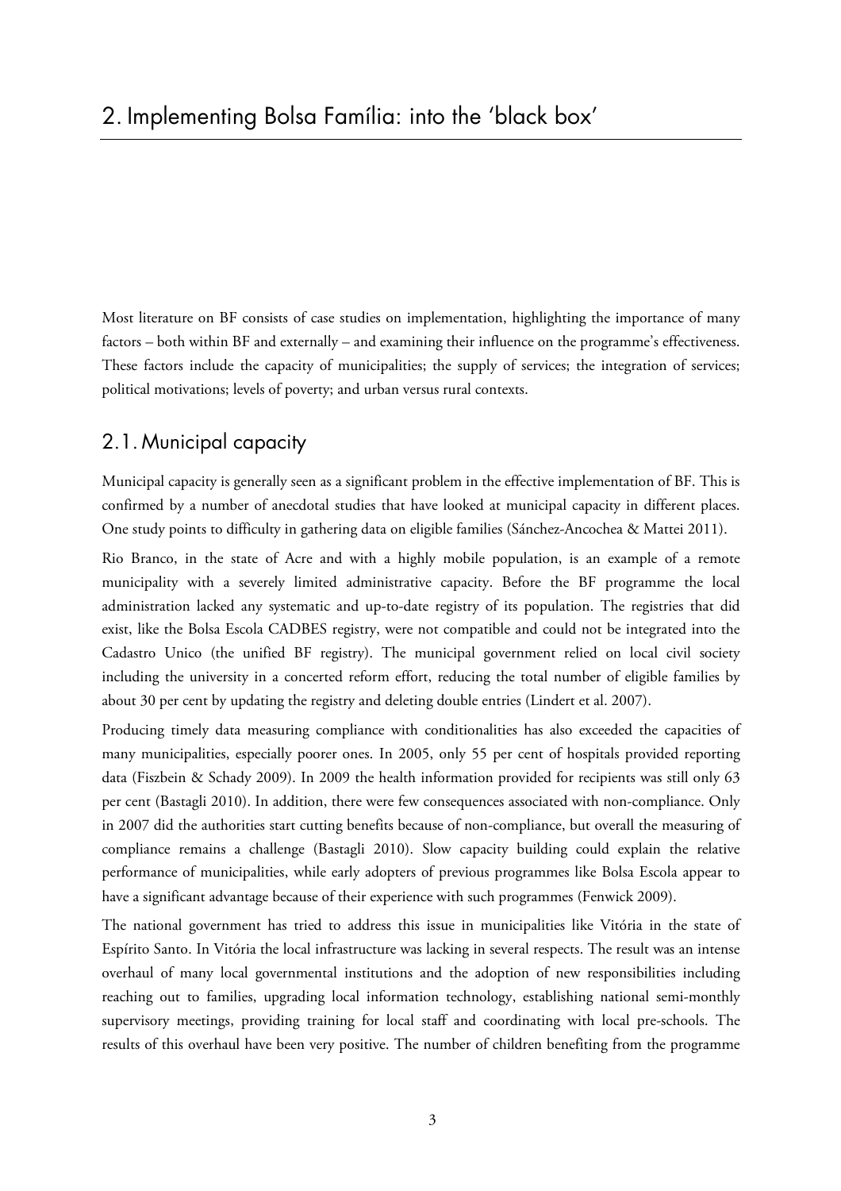# 2. Implementing Bolsa Família: into the 'black box'

Most literature on BF consists of case studies on implementation, highlighting the importance of many factors – both within BF and externally – and examining their influence on the programme's effectiveness. These factors include the capacity of municipalities; the supply of services; the integration of services; political motivations; levels of poverty; and urban versus rural contexts.

## 2.1. Municipal capacity

Municipal capacity is generally seen as a significant problem in the effective implementation of BF. This is confirmed by a number of anecdotal studies that have looked at municipal capacity in different places. One study points to difficulty in gathering data on eligible families (Sánchez-Ancochea & Mattei 2011).

Rio Branco, in the state of Acre and with a highly mobile population, is an example of a remote municipality with a severely limited administrative capacity. Before the BF programme the local administration lacked any systematic and up-to-date registry of its population. The registries that did exist, like the Bolsa Escola CADBES registry, were not compatible and could not be integrated into the Cadastro Unico (the unified BF registry). The municipal government relied on local civil society including the university in a concerted reform effort, reducing the total number of eligible families by about 30 per cent by updating the registry and deleting double entries (Lindert et al. 2007).

Producing timely data measuring compliance with conditionalities has also exceeded the capacities of many municipalities, especially poorer ones. In 2005, only 55 per cent of hospitals provided reporting data (Fiszbein & Schady 2009). In 2009 the health information provided for recipients was still only 63 per cent (Bastagli 2010). In addition, there were few consequences associated with non-compliance. Only in 2007 did the authorities start cutting benefits because of non-compliance, but overall the measuring of compliance remains a challenge (Bastagli 2010). Slow capacity building could explain the relative performance of municipalities, while early adopters of previous programmes like Bolsa Escola appear to have a significant advantage because of their experience with such programmes (Fenwick 2009).

The national government has tried to address this issue in municipalities like Vitória in the state of Espírito Santo. In Vitória the local infrastructure was lacking in several respects. The result was an intense overhaul of many local governmental institutions and the adoption of new responsibilities including reaching out to families, upgrading local information technology, establishing national semi-monthly supervisory meetings, providing training for local staff and coordinating with local pre-schools. The results of this overhaul have been very positive. The number of children benefiting from the programme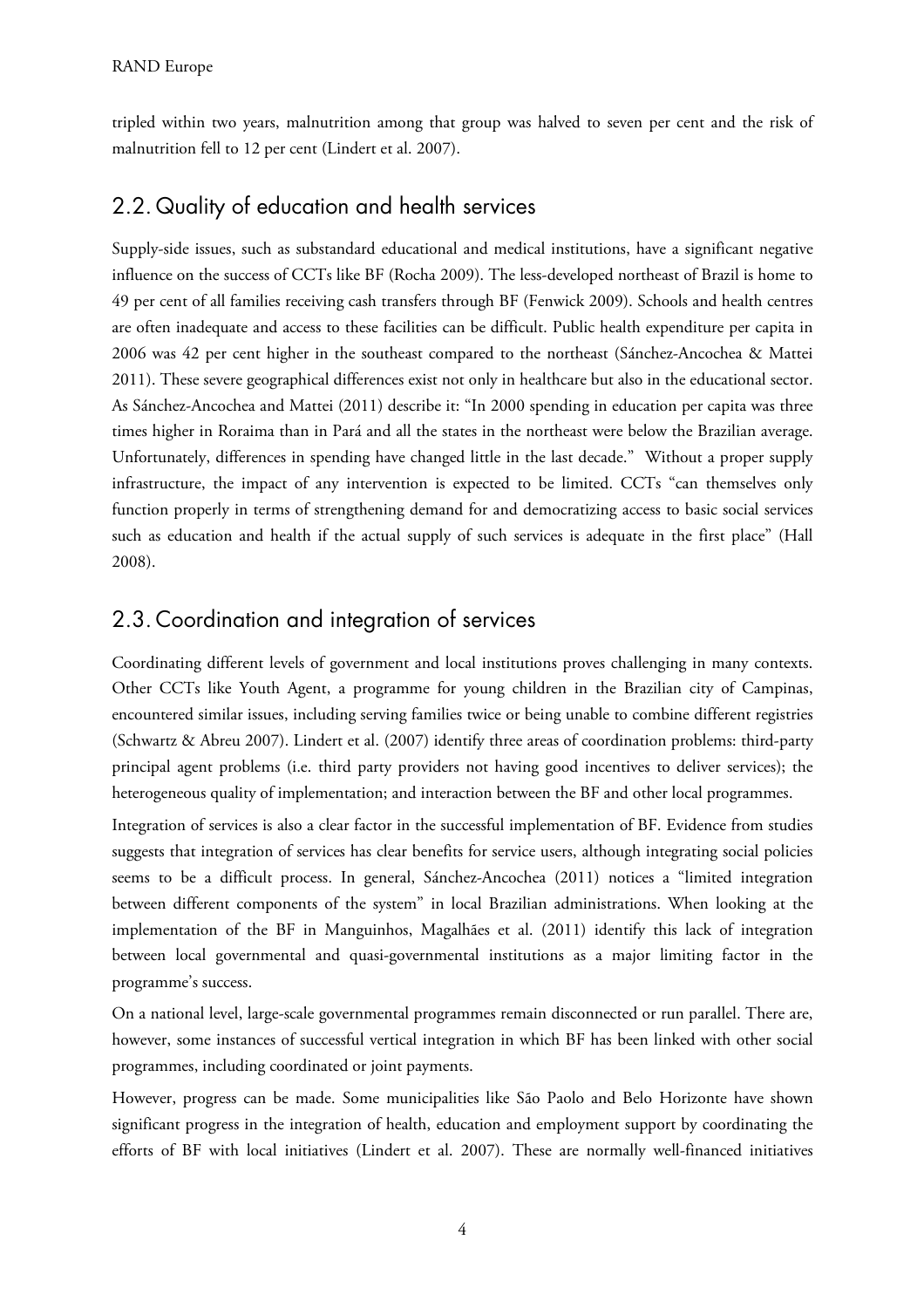tripled within two years, malnutrition among that group was halved to seven per cent and the risk of malnutrition fell to 12 per cent (Lindert et al. 2007).

## 2.2. Quality of education and health services

Supply-side issues, such as substandard educational and medical institutions, have a significant negative influence on the success of CCTs like BF (Rocha 2009). The less-developed northeast of Brazil is home to 49 per cent of all families receiving cash transfers through BF (Fenwick 2009). Schools and health centres are often inadequate and access to these facilities can be difficult. Public health expenditure per capita in 2006 was 42 per cent higher in the southeast compared to the northeast (Sánchez-Ancochea & Mattei 2011). These severe geographical differences exist not only in healthcare but also in the educational sector. As Sánchez-Ancochea and Mattei (2011) describe it: "In 2000 spending in education per capita was three times higher in Roraima than in Pará and all the states in the northeast were below the Brazilian average. Unfortunately, differences in spending have changed little in the last decade." Without a proper supply infrastructure, the impact of any intervention is expected to be limited. CCTs "can themselves only function properly in terms of strengthening demand for and democratizing access to basic social services such as education and health if the actual supply of such services is adequate in the first place" (Hall 2008).

## 2.3. Coordination and integration of services

Coordinating different levels of government and local institutions proves challenging in many contexts. Other CCTs like Youth Agent, a programme for young children in the Brazilian city of Campinas, encountered similar issues, including serving families twice or being unable to combine different registries (Schwartz & Abreu 2007). Lindert et al. (2007) identify three areas of coordination problems: third-party principal agent problems (i.e. third party providers not having good incentives to deliver services); the heterogeneous quality of implementation; and interaction between the BF and other local programmes.

Integration of services is also a clear factor in the successful implementation of BF. Evidence from studies suggests that integration of services has clear benefits for service users, although integrating social policies seems to be a difficult process. In general, Sánchez-Ancochea (2011) notices a "limited integration between different components of the system" in local Brazilian administrations. When looking at the implementation of the BF in Manguinhos, Magalhães et al. (2011) identify this lack of integration between local governmental and quasi-governmental institutions as a major limiting factor in the programme's success.

On a national level, large-scale governmental programmes remain disconnected or run parallel. There are, however, some instances of successful vertical integration in which BF has been linked with other social programmes, including coordinated or joint payments.

However, progress can be made. Some municipalities like São Paolo and Belo Horizonte have shown significant progress in the integration of health, education and employment support by coordinating the efforts of BF with local initiatives (Lindert et al. 2007). These are normally well-financed initiatives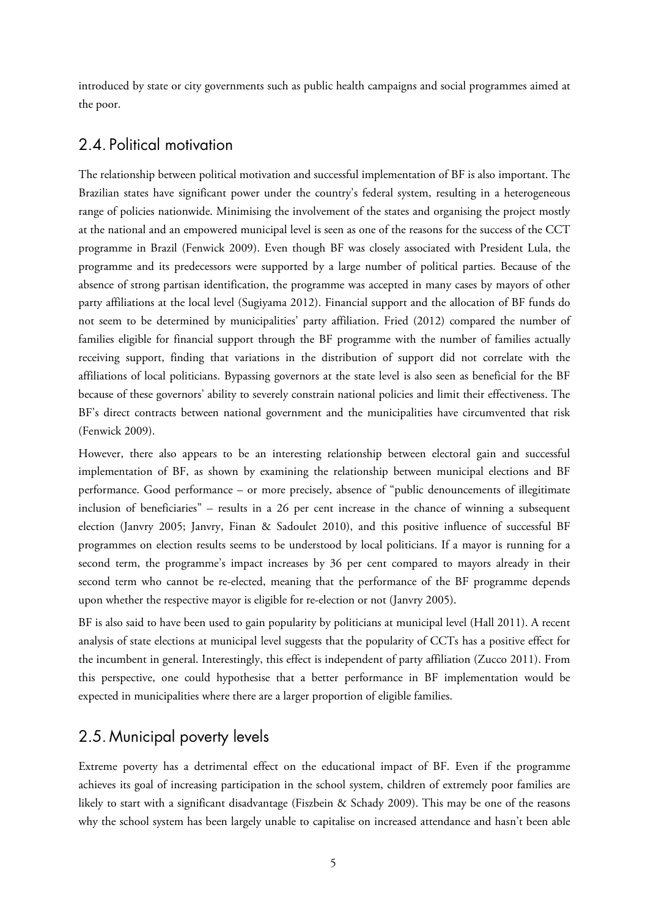introduced by state or city governments such as public health campaigns and social programmes aimed at the poor.

## 2.4. Political motivation

The relationship between political motivation and successful implementation of BF is also important. The Brazilian states have significant power under the country's federal system, resulting in a heterogeneous range of policies nationwide. Minimising the involvement of the states and organising the project mostly at the national and an empowered municipal level is seen as one of the reasons for the success of the CCT programme in Brazil (Fenwick 2009). Even though BF was closely associated with President Lula, the programme and its predecessors were supported by a large number of political parties. Because of the absence of strong partisan identification, the programme was accepted in many cases by mayors of other party affiliations at the local level (Sugiyama 2012). Financial support and the allocation of BF funds do not seem to be determined by municipalities' party affiliation. Fried (2012) compared the number of families eligible for financial support through the BF programme with the number of families actually receiving support, finding that variations in the distribution of support did not correlate with the affiliations of local politicians. Bypassing governors at the state level is also seen as beneficial for the BF because of these governors' ability to severely constrain national policies and limit their effectiveness. The BF's direct contracts between national government and the municipalities have circumvented that risk (Fenwick 2009).

However, there also appears to be an interesting relationship between electoral gain and successful implementation of BF, as shown by examining the relationship between municipal elections and BF performance. Good performance – or more precisely, absence of "public denouncements of illegitimate inclusion of beneficiaries" – results in a 26 per cent increase in the chance of winning a subsequent election (Janvry 2005; Janvry, Finan & Sadoulet 2010), and this positive influence of successful BF programmes on election results seems to be understood by local politicians. If a mayor is running for a second term, the programme's impact increases by 36 per cent compared to mayors already in their second term who cannot be re-elected, meaning that the performance of the BF programme depends upon whether the respective mayor is eligible for re-election or not (Janvry 2005).

BF is also said to have been used to gain popularity by politicians at municipal level (Hall 2011). A recent analysis of state elections at municipal level suggests that the popularity of CCTs has a positive effect for the incumbent in general. Interestingly, this effect is independent of party affiliation (Zucco 2011). From this perspective, one could hypothesise that a better performance in BF implementation would be expected in municipalities where there are a larger proportion of eligible families.

## 2.5. Municipal poverty levels

Extreme poverty has a detrimental effect on the educational impact of BF. Even if the programme achieves its goal of increasing participation in the school system, children of extremely poor families are likely to start with a significant disadvantage (Fiszbein & Schady 2009). This may be one of the reasons why the school system has been largely unable to capitalise on increased attendance and hasn't been able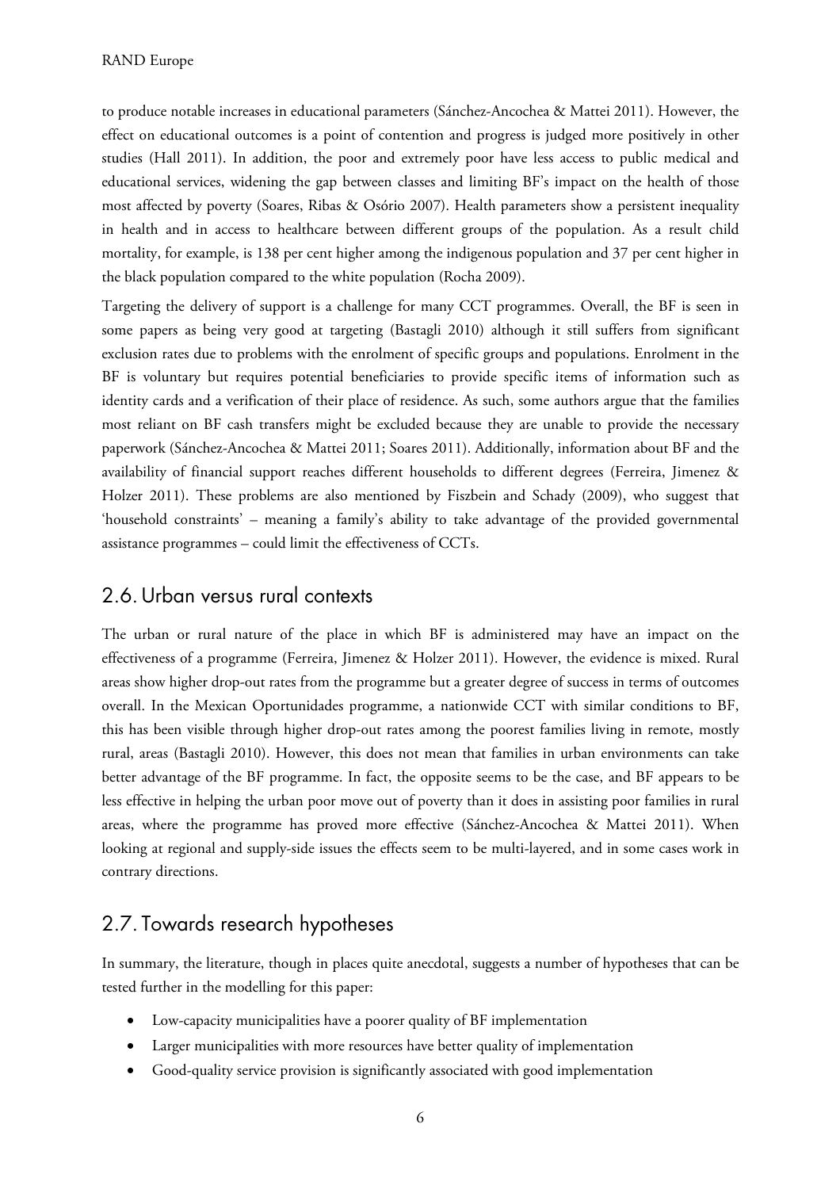to produce notable increases in educational parameters (Sánchez-Ancochea & Mattei 2011). However, the effect on educational outcomes is a point of contention and progress is judged more positively in other studies (Hall 2011). In addition, the poor and extremely poor have less access to public medical and educational services, widening the gap between classes and limiting BF's impact on the health of those most affected by poverty (Soares, Ribas & Osório 2007). Health parameters show a persistent inequality in health and in access to healthcare between different groups of the population. As a result child mortality, for example, is 138 per cent higher among the indigenous population and 37 per cent higher in the black population compared to the white population (Rocha 2009).

Targeting the delivery of support is a challenge for many CCT programmes. Overall, the BF is seen in some papers as being very good at targeting (Bastagli 2010) although it still suffers from significant exclusion rates due to problems with the enrolment of specific groups and populations. Enrolment in the BF is voluntary but requires potential beneficiaries to provide specific items of information such as identity cards and a verification of their place of residence. As such, some authors argue that the families most reliant on BF cash transfers might be excluded because they are unable to provide the necessary paperwork (Sánchez-Ancochea & Mattei 2011; Soares 2011). Additionally, information about BF and the availability of financial support reaches different households to different degrees (Ferreira, Jimenez & Holzer 2011). These problems are also mentioned by Fiszbein and Schady (2009), who suggest that 'household constraints' – meaning a family's ability to take advantage of the provided governmental assistance programmes – could limit the effectiveness of CCTs.

## 2.6. Urban versus rural contexts

The urban or rural nature of the place in which BF is administered may have an impact on the effectiveness of a programme (Ferreira, Jimenez & Holzer 2011). However, the evidence is mixed. Rural areas show higher drop-out rates from the programme but a greater degree of success in terms of outcomes overall. In the Mexican Oportunidades programme, a nationwide CCT with similar conditions to BF, this has been visible through higher drop-out rates among the poorest families living in remote, mostly rural, areas (Bastagli 2010). However, this does not mean that families in urban environments can take better advantage of the BF programme. In fact, the opposite seems to be the case, and BF appears to be less effective in helping the urban poor move out of poverty than it does in assisting poor families in rural areas, where the programme has proved more effective (Sánchez-Ancochea & Mattei 2011). When looking at regional and supply-side issues the effects seem to be multi-layered, and in some cases work in contrary directions.

## 2.7. Towards research hypotheses

In summary, the literature, though in places quite anecdotal, suggests a number of hypotheses that can be tested further in the modelling for this paper:

- Low-capacity municipalities have a poorer quality of BF implementation
- Larger municipalities with more resources have better quality of implementation
- Good-quality service provision is significantly associated with good implementation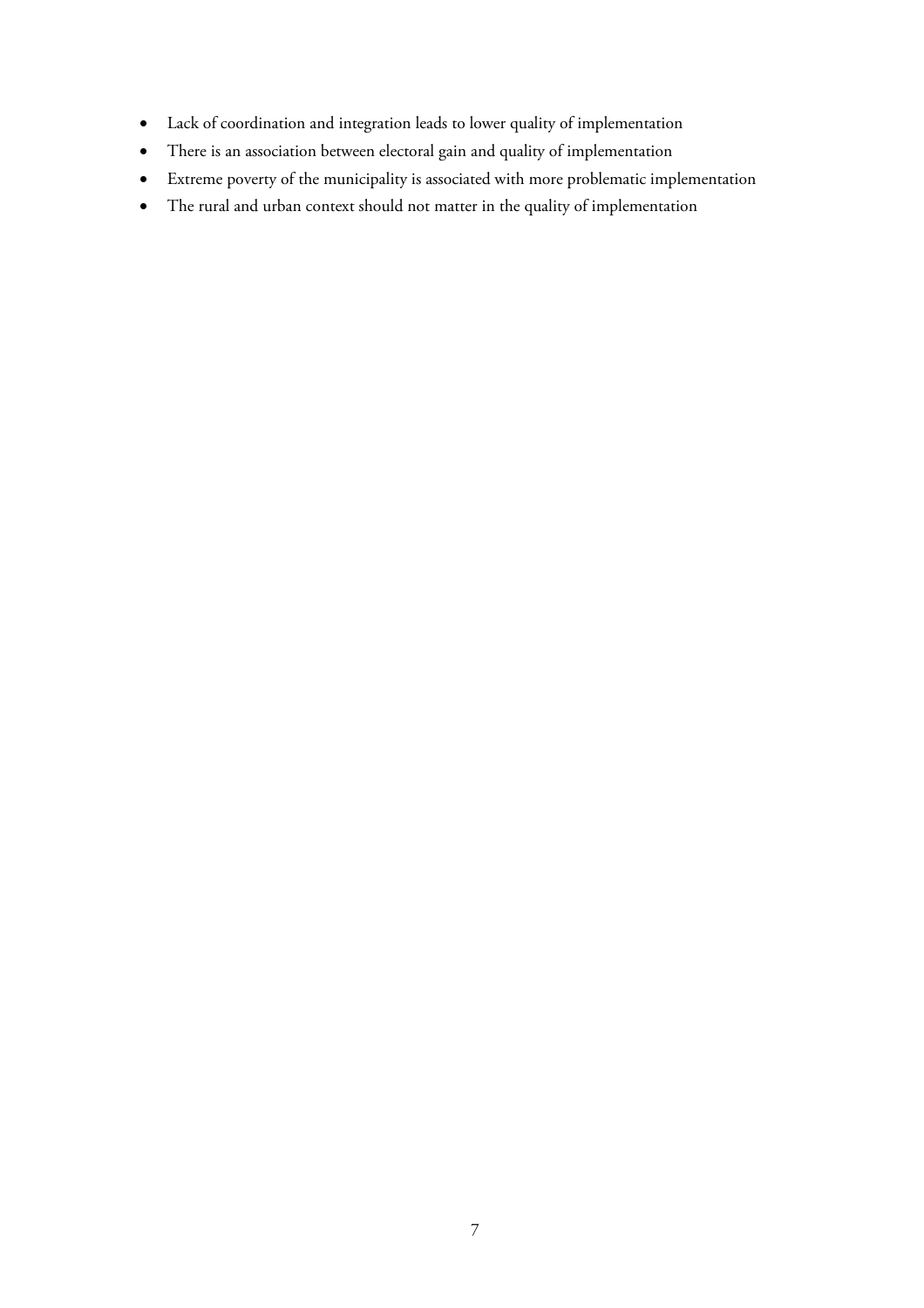- Lack of coordination and integration leads to lower quality of implementation
- There is an association between electoral gain and quality of implementation
- Extreme poverty of the municipality is associated with more problematic implementation
- The rural and urban context should not matter in the quality of implementation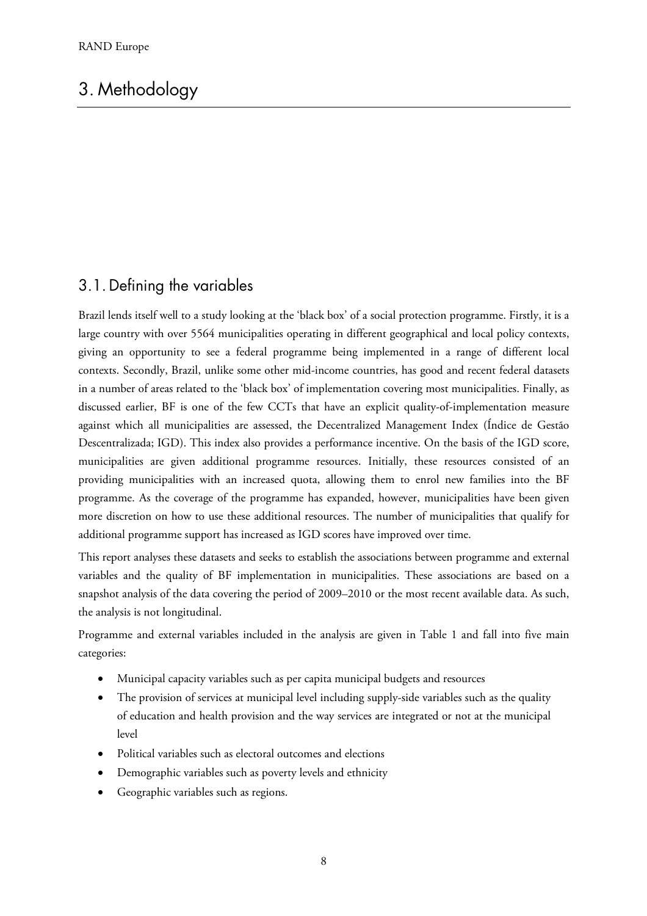# 3. Methodology

## 3.1. Defining the variables

Brazil lends itself well to a study looking at the 'black box' of a social protection programme. Firstly, it is a large country with over 5564 municipalities operating in different geographical and local policy contexts, giving an opportunity to see a federal programme being implemented in a range of different local contexts. Secondly, Brazil, unlike some other mid-income countries, has good and recent federal datasets in a number of areas related to the 'black box' of implementation covering most municipalities. Finally, as discussed earlier, BF is one of the few CCTs that have an explicit quality-of-implementation measure against which all municipalities are assessed, the Decentralized Management Index (Índice de Gestão Descentralizada; IGD). This index also provides a performance incentive. On the basis of the IGD score, municipalities are given additional programme resources. Initially, these resources consisted of an providing municipalities with an increased quota, allowing them to enrol new families into the BF programme. As the coverage of the programme has expanded, however, municipalities have been given more discretion on how to use these additional resources. The number of municipalities that qualify for additional programme support has increased as IGD scores have improved over time.

This report analyses these datasets and seeks to establish the associations between programme and external variables and the quality of BF implementation in municipalities. These associations are based on a snapshot analysis of the data covering the period of 2009–2010 or the most recent available data. As such, the analysis is not longitudinal.

Programme and external variables included in the analysis are given in Table 1 and fall into five main categories:

- Municipal capacity variables such as per capita municipal budgets and resources
- The provision of services at municipal level including supply-side variables such as the quality of education and health provision and the way services are integrated or not at the municipal level
- Political variables such as electoral outcomes and elections
- Demographic variables such as poverty levels and ethnicity
- Geographic variables such as regions.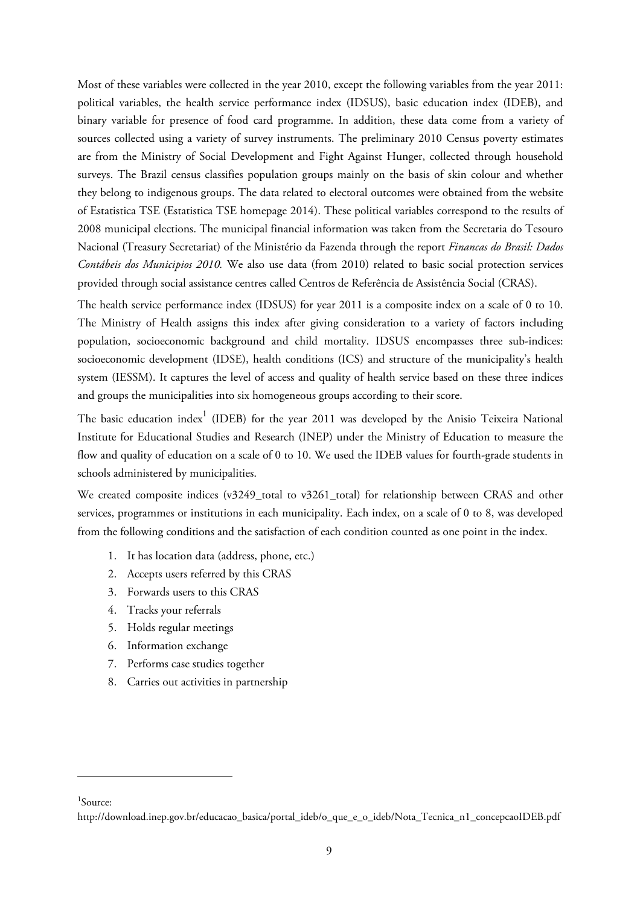Most of these variables were collected in the year 2010, except the following variables from the year 2011: political variables, the health service performance index (IDSUS), basic education index (IDEB), and binary variable for presence of food card programme. In addition, these data come from a variety of sources collected using a variety of survey instruments. The preliminary 2010 Census poverty estimates are from the Ministry of Social Development and Fight Against Hunger, collected through household surveys. The Brazil census classifies population groups mainly on the basis of skin colour and whether they belong to indigenous groups. The data related to electoral outcomes were obtained from the website of Estatistica TSE (Estatistica TSE homepage 2014). These political variables correspond to the results of 2008 municipal elections. The municipal financial information was taken from the Secretaria do Tesouro Nacional (Treasury Secretariat) of the Ministério da Fazenda through the report *Financas do Brasil: Dados Contábeis dos Municipios 2010.* We also use data (from 2010) related to basic social protection services provided through social assistance centres called Centros de Referência de Assistência Social (CRAS).

The health service performance index (IDSUS) for year 2011 is a composite index on a scale of 0 to 10. The Ministry of Health assigns this index after giving consideration to a variety of factors including population, socioeconomic background and child mortality. IDSUS encompasses three sub-indices: socioeconomic development (IDSE), health conditions (ICS) and structure of the municipality's health system (IESSM). It captures the level of access and quality of health service based on these three indices and groups the municipalities into six homogeneous groups according to their score.

The basic education index[1] (IDEB) for the year 2011 was developed by the Anisio Teixeira National Institute for Educational Studies and Research (INEP) under the Ministry of Education to measure the flow and quality of education on a scale of 0 to 10. We used the IDEB values for fourth-grade students in schools administered by municipalities.

We created composite indices (v3249_total to v3261_total) for relationship between CRAS and other services, programmes or institutions in each municipality. Each index, on a scale of 0 to 8, was developed from the following conditions and the satisfaction of each condition counted as one point in the index.

1. It has location data (address, phone, etc.)
2. Accepts users referred by this CRAS
3. Forwards users to this CRAS
4. Tracks your referrals
5. Holds regular meetings
6. Information exchange
7. Performs case studies together
8. Carries out activities in partnership

[1] Source:
http://download.inep.gov.br/educacao_basica/portal_ideb/o_que_e_o_ideb/Nota_Tecnica_n1_concepcaoIDEB.pdf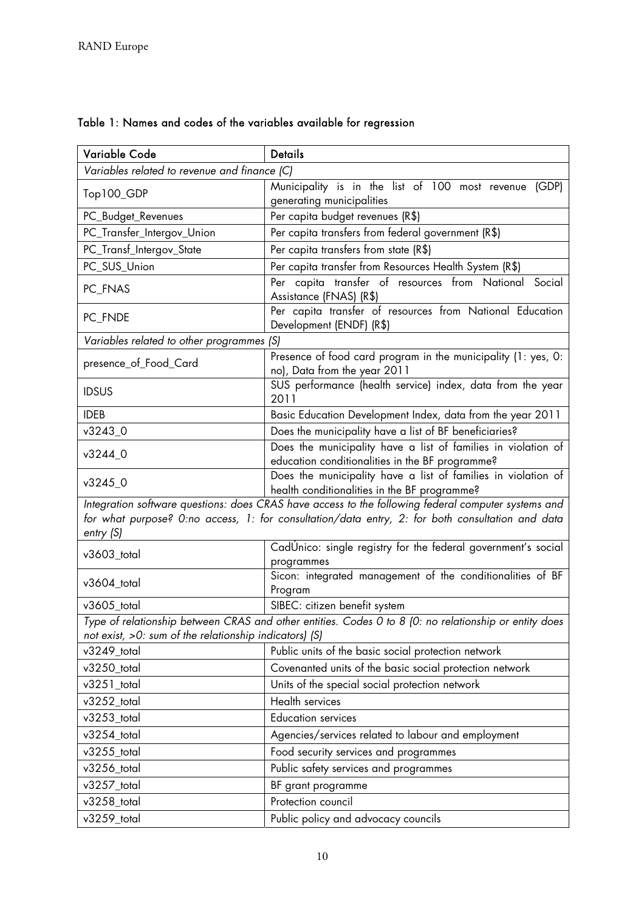Table 1: Names and codes of the variables available for regression

| Variable Code | Details |
| --- | --- |
| *Variables related to revenue and finance (C)* | |
| Top100_GDP | Municipality is in the list of 100 most revenue (GDP) generating municipalities |
| PC_Budget_Revenues | Per capita budget revenues (R$) |
| PC_Transfer_Intergov_Union | Per capita transfers from federal government (R$) |
| PC_Transf_Intergov_State | Per capita transfers from state (R$) |
| PC_SUS_Union | Per capita transfer from Resources Health System (R$) |
| PC_FNAS | Per capita transfer of resources from National Social Assistance (FNAS) (R$) |
| PC_FNDE | Per capita transfer of resources from National Education Development (ENDF) (R$) |
| *Variables related to other programmes (S)* | |
| presence_of_Food_Card | Presence of food card program in the municipality (1: yes, 0: no), Data from the year 2011 |
| IDSUS | SUS performance (health service) index, data from the year 2011 |
| IDEB | Basic Education Development Index, data from the year 2011 |
| v3243_0 | Does the municipality have a list of BF beneficiaries? |
| v3244_0 | Does the municipality have a list of families in violation of education conditionalities in the BF programme? |
| v3245_0 | Does the municipality have a list of families in violation of health conditionalities in the BF programme? |
| *Integration software questions: does CRAS have access to the following federal computer systems and for what purpose? 0:no access, 1: for consultation/data entry, 2: for both consultation and data entry (S)* | |
| v3603_total | CadÚnico: single registry for the federal government's social programmes |
| v3604_total | Sicon: integrated management of the conditionalities of BF Program |
| v3605_total | SIBEC: citizen benefit system |
| *Type of relationship between CRAS and other entities. Codes 0 to 8 (0: no relationship or entity does not exist, >0: sum of the relationship indicators) (S)* | |
| v3249_total | Public units of the basic social protection network |
| v3250_total | Covenanted units of the basic social protection network |
| v3251_total | Units of the special social protection network |
| v3252_total | Health services |
| v3253_total | Education services |
| v3254_total | Agencies/services related to labour and employment |
| v3255_total | Food security services and programmes |
| v3256_total | Public safety services and programmes |
| v3257_total | BF grant programme |
| v3258_total | Protection council |
| v3259_total | Public policy and advocacy councils |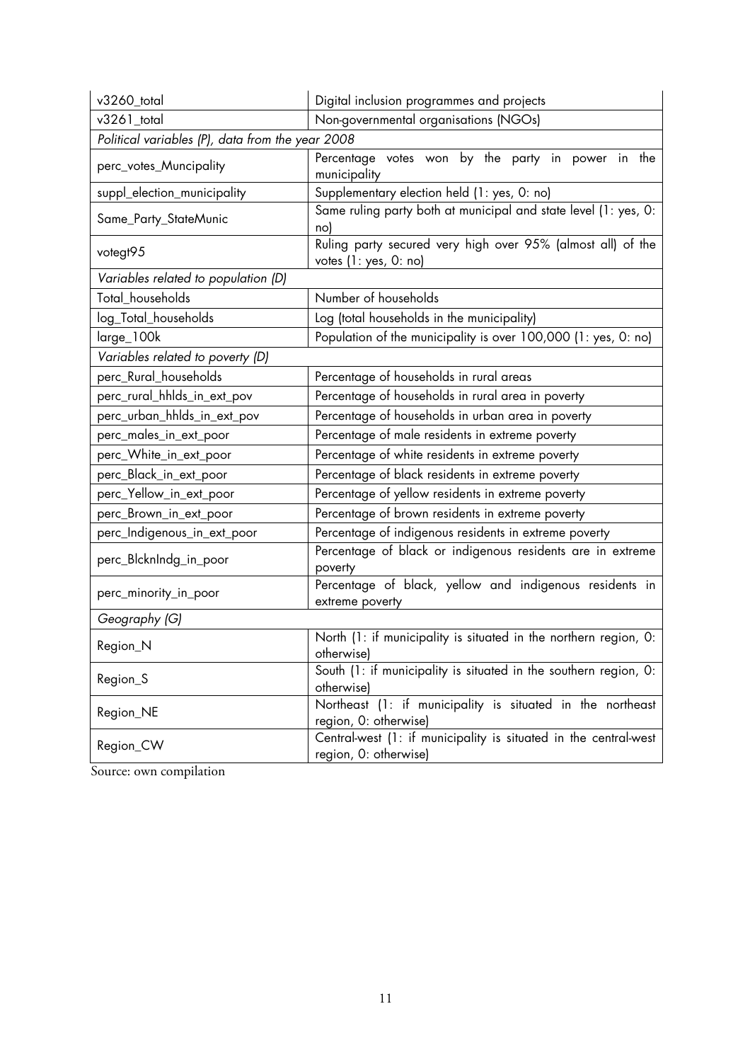| | |
|---|---|
| v3260_total | Digital inclusion programmes and projects |
| v3261_total | Non-governmental organisations (NGOs) |
| *Political variables (P), data from the year 2008* | |
| perc_votes_Muncipality | Percentage votes won by the party in power in the municipality |
| suppl_election_municipality | Supplementary election held (1: yes, 0: no) |
| Same_Party_StateMunic | Same ruling party both at municipal and state level (1: yes, 0: no) |
| votegt95 | Ruling party secured very high over 95% (almost all) of the votes (1: yes, 0: no) |
| *Variables related to population (D)* | |
| Total_households | Number of households |
| log_Total_households | Log (total households in the municipality) |
| large_100k | Population of the municipality is over 100,000 (1: yes, 0: no) |
| *Variables related to poverty (D)* | |
| perc_Rural_households | Percentage of households in rural areas |
| perc_rural_hhlds_in_ext_pov | Percentage of households in rural area in poverty |
| perc_urban_hhlds_in_ext_pov | Percentage of households in urban area in poverty |
| perc_males_in_ext_poor | Percentage of male residents in extreme poverty |
| perc_White_in_ext_poor | Percentage of white residents in extreme poverty |
| perc_Black_in_ext_poor | Percentage of black residents in extreme poverty |
| perc_Yellow_in_ext_poor | Percentage of yellow residents in extreme poverty |
| perc_Brown_in_ext_poor | Percentage of brown residents in extreme poverty |
| perc_Indigenous_in_ext_poor | Percentage of indigenous residents in extreme poverty |
| perc_BlcknIndg_in_poor | Percentage of black or indigenous residents are in extreme poverty |
| perc_minority_in_poor | Percentage of black, yellow and indigenous residents in extreme poverty |
| *Geography (G)* | |
| Region_N | North (1: if municipality is situated in the northern region, 0: otherwise) |
| Region_S | South (1: if municipality is situated in the southern region, 0: otherwise) |
| Region_NE | Northeast (1: if municipality is situated in the northeast region, 0: otherwise) |
| Region_CW | Central-west (1: if municipality is situated in the central-west region, 0: otherwise) |

Source: own compilation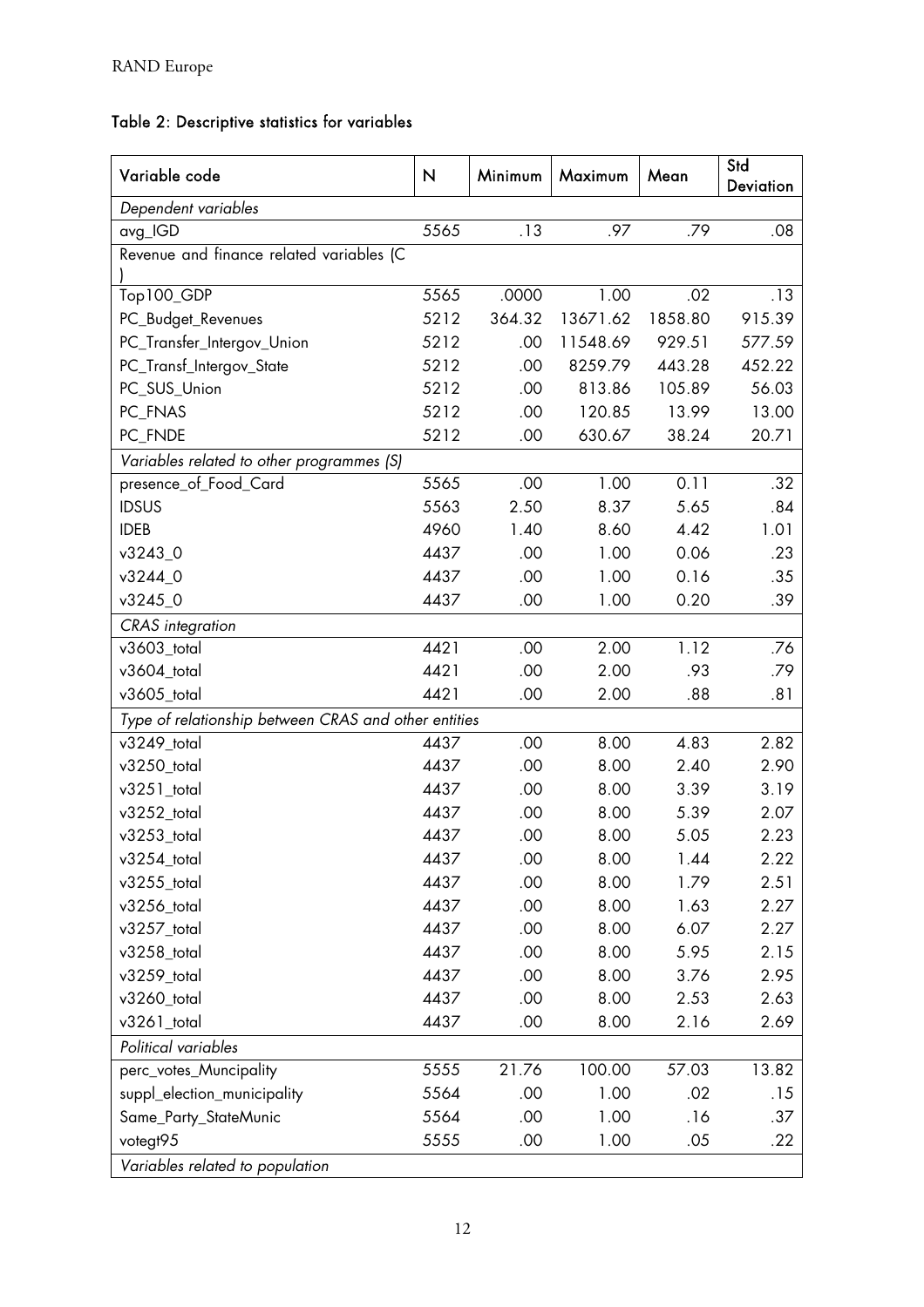### Table 2: Descriptive statistics for variables

| Variable code | N | Minimum | Maximum | Mean | Std Deviation |
|---|---|---|---|---|---|
| *Dependent variables* | | | | | |
| avg_IGD | 5565 | .13 | .97 | .79 | .08 |
| Revenue and finance related variables (C ) | | | | | |
| Top100_GDP | 5565 | .0000 | 1.00 | .02 | .13 |
| PC_Budget_Revenues | 5212 | 364.32 | 13671.62 | 1858.80 | 915.39 |
| PC_Transfer_Intergov_Union | 5212 | .00 | 11548.69 | 929.51 | 577.59 |
| PC_Transf_Intergov_State | 5212 | .00 | 8259.79 | 443.28 | 452.22 |
| PC_SUS_Union | 5212 | .00 | 813.86 | 105.89 | 56.03 |
| PC_FNAS | 5212 | .00 | 120.85 | 13.99 | 13.00 |
| PC_FNDE | 5212 | .00 | 630.67 | 38.24 | 20.71 |
| *Variables related to other programmes (S)* | | | | | |
| presence_of_Food_Card | 5565 | .00 | 1.00 | 0.11 | .32 |
| IDSUS | 5563 | 2.50 | 8.37 | 5.65 | .84 |
| IDEB | 4960 | 1.40 | 8.60 | 4.42 | 1.01 |
| v3243_0 | 4437 | .00 | 1.00 | 0.06 | .23 |
| v3244_0 | 4437 | .00 | 1.00 | 0.16 | .35 |
| v3245_0 | 4437 | .00 | 1.00 | 0.20 | .39 |
| *CRAS integration* | | | | | |
| v3603_total | 4421 | .00 | 2.00 | 1.12 | .76 |
| v3604_total | 4421 | .00 | 2.00 | .93 | .79 |
| v3605_total | 4421 | .00 | 2.00 | .88 | .81 |
| *Type of relationship between CRAS and other entities* | | | | | |
| v3249_total | 4437 | .00 | 8.00 | 4.83 | 2.82 |
| v3250_total | 4437 | .00 | 8.00 | 2.40 | 2.90 |
| v3251_total | 4437 | .00 | 8.00 | 3.39 | 3.19 |
| v3252_total | 4437 | .00 | 8.00 | 5.39 | 2.07 |
| v3253_total | 4437 | .00 | 8.00 | 5.05 | 2.23 |
| v3254_total | 4437 | .00 | 8.00 | 1.44 | 2.22 |
| v3255_total | 4437 | .00 | 8.00 | 1.79 | 2.51 |
| v3256_total | 4437 | .00 | 8.00 | 1.63 | 2.27 |
| v3257_total | 4437 | .00 | 8.00 | 6.07 | 2.27 |
| v3258_total | 4437 | .00 | 8.00 | 5.95 | 2.15 |
| v3259_total | 4437 | .00 | 8.00 | 3.76 | 2.95 |
| v3260_total | 4437 | .00 | 8.00 | 2.53 | 2.63 |
| v3261_total | 4437 | .00 | 8.00 | 2.16 | 2.69 |
| *Political variables* | | | | | |
| perc_votes_Muncipality | 5555 | 21.76 | 100.00 | 57.03 | 13.82 |
| suppl_election_municipality | 5564 | .00 | 1.00 | .02 | .15 |
| Same_Party_StateMunic | 5564 | .00 | 1.00 | .16 | .37 |
| votegt95 | 5555 | .00 | 1.00 | .05 | .22 |
| *Variables related to population* | | | | | |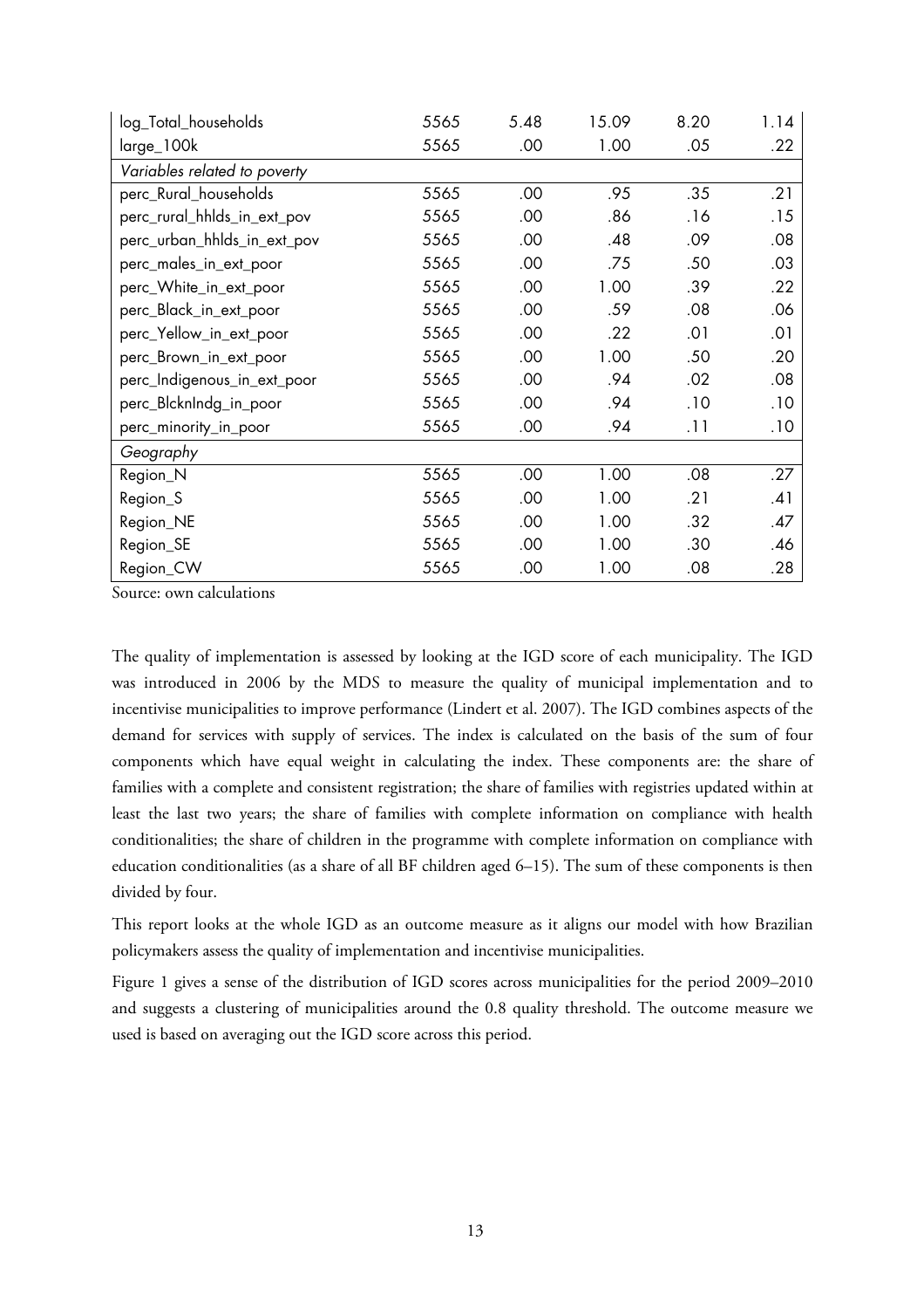| | | | | | |
|---|---|---|---|---|---|
| log_Total_households | 5565 | 5.48 | 15.09 | 8.20 | 1.14 |
| large_100k | 5565 | .00 | 1.00 | .05 | .22 |
| *Variables related to poverty* | | | | | |
| perc_Rural_households | 5565 | .00 | .95 | .35 | .21 |
| perc_rural_hhlds_in_ext_pov | 5565 | .00 | .86 | .16 | .15 |
| perc_urban_hhlds_in_ext_pov | 5565 | .00 | .48 | .09 | .08 |
| perc_males_in_ext_poor | 5565 | .00 | .75 | .50 | .03 |
| perc_White_in_ext_poor | 5565 | .00 | 1.00 | .39 | .22 |
| perc_Black_in_ext_poor | 5565 | .00 | .59 | .08 | .06 |
| perc_Yellow_in_ext_poor | 5565 | .00 | .22 | .01 | .01 |
| perc_Brown_in_ext_poor | 5565 | .00 | 1.00 | .50 | .20 |
| perc_Indigenous_in_ext_poor | 5565 | .00 | .94 | .02 | .08 |
| perc_BlcknIndg_in_poor | 5565 | .00 | .94 | .10 | .10 |
| perc_minority_in_poor | 5565 | .00 | .94 | .11 | .10 |
| *Geography* | | | | | |
| Region_N | 5565 | .00 | 1.00 | .08 | .27 |
| Region_S | 5565 | .00 | 1.00 | .21 | .41 |
| Region_NE | 5565 | .00 | 1.00 | .32 | .47 |
| Region_SE | 5565 | .00 | 1.00 | .30 | .46 |
| Region_CW | 5565 | .00 | 1.00 | .08 | .28 |

Source: own calculations

The quality of implementation is assessed by looking at the IGD score of each municipality. The IGD was introduced in 2006 by the MDS to measure the quality of municipal implementation and to incentivise municipalities to improve performance (Lindert et al. 2007). The IGD combines aspects of the demand for services with supply of services. The index is calculated on the basis of the sum of four components which have equal weight in calculating the index. These components are: the share of families with a complete and consistent registration; the share of families with registries updated within at least the last two years; the share of families with complete information on compliance with health conditionalities; the share of children in the programme with complete information on compliance with education conditionalities (as a share of all BF children aged 6–15). The sum of these components is then divided by four.

This report looks at the whole IGD as an outcome measure as it aligns our model with how Brazilian policymakers assess the quality of implementation and incentivise municipalities.

Figure 1 gives a sense of the distribution of IGD scores across municipalities for the period 2009–2010 and suggests a clustering of municipalities around the 0.8 quality threshold. The outcome measure we used is based on averaging out the IGD score across this period.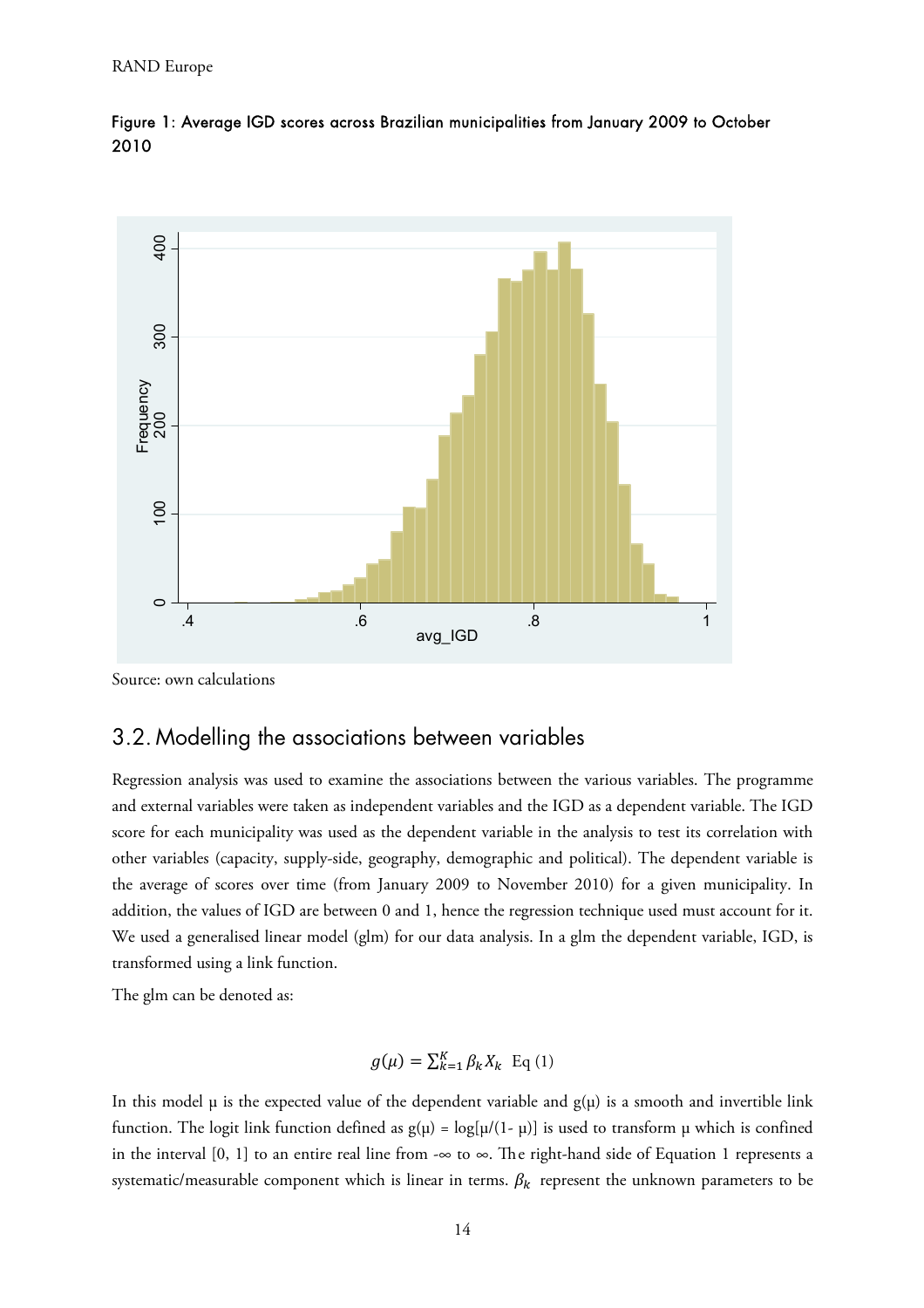Figure 1: Average IGD scores across Brazilian municipalities from January 2009 to October 2010

Source: own calculations

## 3.2. Modelling the associations between variables

Regression analysis was used to examine the associations between the various variables. The programme and external variables were taken as independent variables and the IGD as a dependent variable. The IGD score for each municipality was used as the dependent variable in the analysis to test its correlation with other variables (capacity, supply-side, geography, demographic and political). The dependent variable is the average of scores over time (from January 2009 to November 2010) for a given municipality. In addition, the values of IGD are between 0 and 1, hence the regression technique used must account for it. We used a generalised linear model (glm) for our data analysis. In a glm the dependent variable, IGD, is transformed using a link function.

The glm can be denoted as:

$$g(\mu) = \sum_{k=1}^{K} \beta_k X_k \quad \text{Eq (1)}$$

In this model $\mu$ is the expected value of the dependent variable and $g(\mu)$ is a smooth and invertible link function. The logit link function defined as $g(\mu) = \log[\mu/(1-\mu)]$ is used to transform $\mu$ which is confined in the interval [0, 1] to an entire real line from $-\infty$ to $\infty$. The right-hand side of Equation 1 represents a systematic/measurable component which is linear in terms. $\beta_k$ represent the unknown parameters to be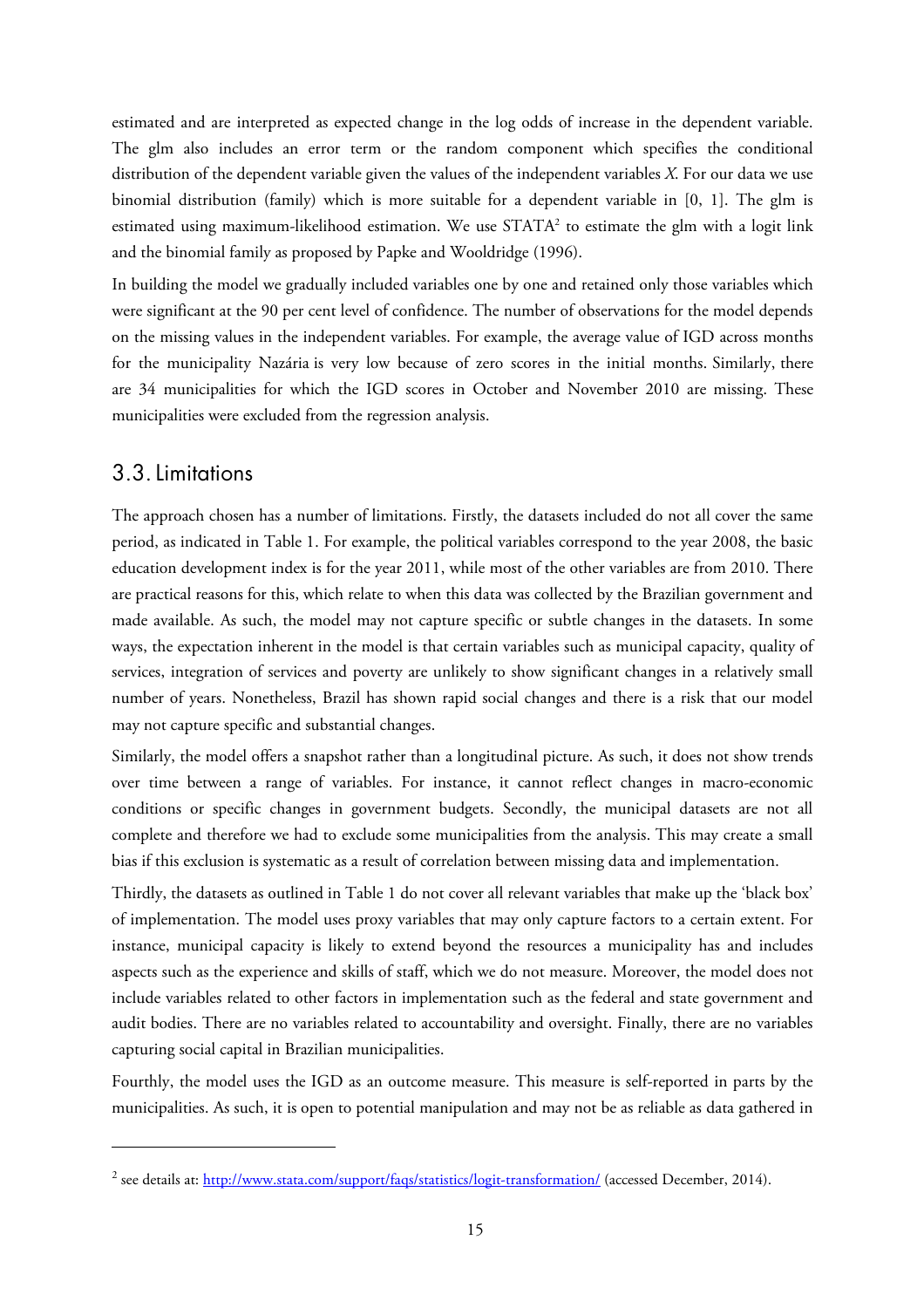estimated and are interpreted as expected change in the log odds of increase in the dependent variable. The glm also includes an error term or the random component which specifies the conditional distribution of the dependent variable given the values of the independent variables *X*. For our data we use binomial distribution (family) which is more suitable for a dependent variable in [0, 1]. The glm is estimated using maximum-likelihood estimation. We use STATA[2] to estimate the glm with a logit link and the binomial family as proposed by Papke and Wooldridge (1996).

In building the model we gradually included variables one by one and retained only those variables which were significant at the 90 per cent level of confidence. The number of observations for the model depends on the missing values in the independent variables. For example, the average value of IGD across months for the municipality Nazária is very low because of zero scores in the initial months. Similarly, there are 34 municipalities for which the IGD scores in October and November 2010 are missing. These municipalities were excluded from the regression analysis.

## 3.3. Limitations

The approach chosen has a number of limitations. Firstly, the datasets included do not all cover the same period, as indicated in Table 1. For example, the political variables correspond to the year 2008, the basic education development index is for the year 2011, while most of the other variables are from 2010. There are practical reasons for this, which relate to when this data was collected by the Brazilian government and made available. As such, the model may not capture specific or subtle changes in the datasets. In some ways, the expectation inherent in the model is that certain variables such as municipal capacity, quality of services, integration of services and poverty are unlikely to show significant changes in a relatively small number of years. Nonetheless, Brazil has shown rapid social changes and there is a risk that our model may not capture specific and substantial changes.

Similarly, the model offers a snapshot rather than a longitudinal picture. As such, it does not show trends over time between a range of variables. For instance, it cannot reflect changes in macro-economic conditions or specific changes in government budgets. Secondly, the municipal datasets are not all complete and therefore we had to exclude some municipalities from the analysis. This may create a small bias if this exclusion is systematic as a result of correlation between missing data and implementation.

Thirdly, the datasets as outlined in Table 1 do not cover all relevant variables that make up the 'black box' of implementation. The model uses proxy variables that may only capture factors to a certain extent. For instance, municipal capacity is likely to extend beyond the resources a municipality has and includes aspects such as the experience and skills of staff, which we do not measure. Moreover, the model does not include variables related to other factors in implementation such as the federal and state government and audit bodies. There are no variables related to accountability and oversight. Finally, there are no variables capturing social capital in Brazilian municipalities.

Fourthly, the model uses the IGD as an outcome measure. This measure is self-reported in parts by the municipalities. As such, it is open to potential manipulation and may not be as reliable as data gathered in

[2] see details at: http://www.stata.com/support/faqs/statistics/logit-transformation/ (accessed December, 2014).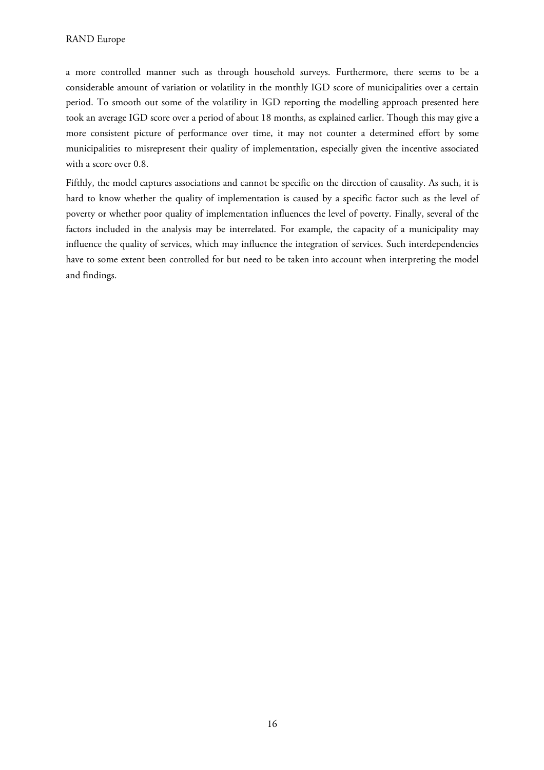a more controlled manner such as through household surveys. Furthermore, there seems to be a considerable amount of variation or volatility in the monthly IGD score of municipalities over a certain period. To smooth out some of the volatility in IGD reporting the modelling approach presented here took an average IGD score over a period of about 18 months, as explained earlier. Though this may give a more consistent picture of performance over time, it may not counter a determined effort by some municipalities to misrepresent their quality of implementation, especially given the incentive associated with a score over 0.8.

Fifthly, the model captures associations and cannot be specific on the direction of causality. As such, it is hard to know whether the quality of implementation is caused by a specific factor such as the level of poverty or whether poor quality of implementation influences the level of poverty. Finally, several of the factors included in the analysis may be interrelated. For example, the capacity of a municipality may influence the quality of services, which may influence the integration of services. Such interdependencies have to some extent been controlled for but need to be taken into account when interpreting the model and findings.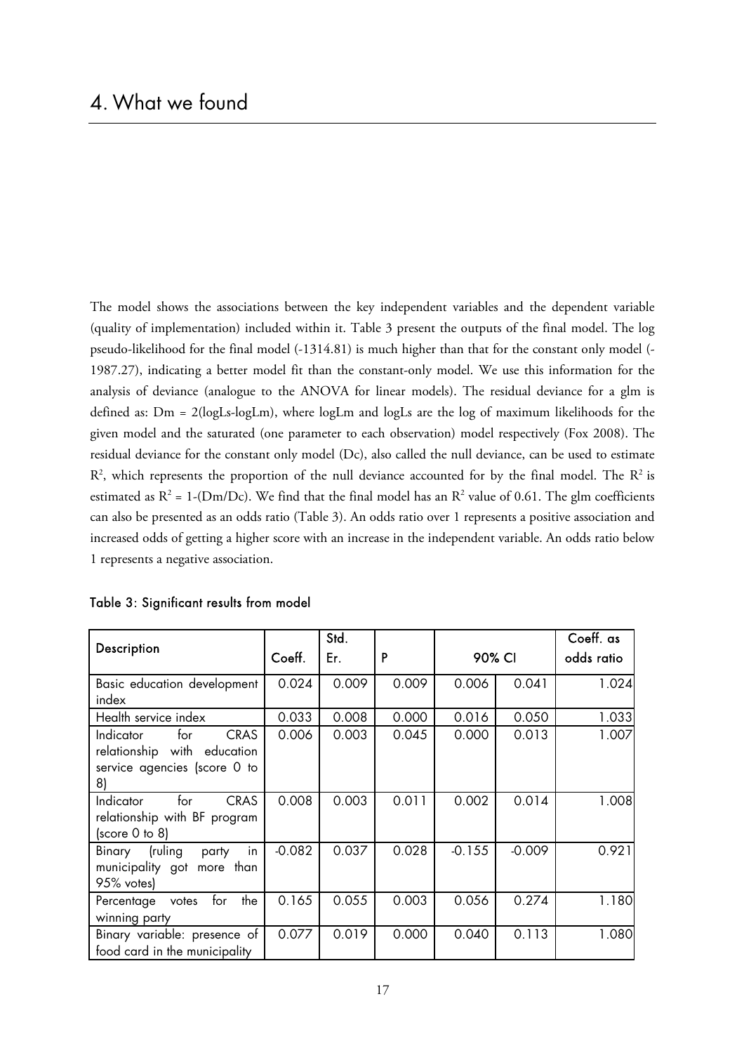// Outputs: heading with document number "4.", Rule 6 applied to the page number only.
# 4. What we found

The model shows the associations between the key independent variables and the dependent variable (quality of implementation) included within it. Table 3 present the outputs of the final model. The log pseudo-likelihood for the final model (-1314.81) is much higher than that for the constant only model (-1987.27), indicating a better model fit than the constant-only model. We use this information for the analysis of deviance (analogue to the ANOVA for linear models). The residual deviance for a glm is defined as: Dm = 2(logLs-logLm), where logLm and logLs are the log of maximum likelihoods for the given model and the saturated (one parameter to each observation) model respectively (Fox 2008). The residual deviance for the constant only model (Dc), also called the null deviance, can be used to estimate $R^2$, which represents the proportion of the null deviance accounted for by the final model. The $R^2$ is estimated as $R^2$ = 1-(Dm/Dc). We find that the final model has an $R^2$ value of 0.61. The glm coefficients can also be presented as an odds ratio (Table 3). An odds ratio over 1 represents a positive association and increased odds of getting a higher score with an increase in the independent variable. An odds ratio below 1 represents a negative association.

**Table 3: Significant results from model**

| Description | Coeff. | Std. Er. | P | 90% CI | | Coeff. as odds ratio |
|---|---|---|---|---|---|---|
| Basic education development index | 0.024 | 0.009 | 0.009 | 0.006 | 0.041 | 1.024 |
| Health service index | 0.033 | 0.008 | 0.000 | 0.016 | 0.050 | 1.033 |
| Indicator for CRAS relationship with education service agencies (score 0 to 8) | 0.006 | 0.003 | 0.045 | 0.000 | 0.013 | 1.007 |
| Indicator for CRAS relationship with BF program (score 0 to 8) | 0.008 | 0.003 | 0.011 | 0.002 | 0.014 | 1.008 |
| Binary (ruling party in municipality got more than 95% votes) | -0.082 | 0.037 | 0.028 | -0.155 | -0.009 | 0.921 |
| Percentage votes for the winning party | 0.165 | 0.055 | 0.003 | 0.056 | 0.274 | 1.180 |
| Binary variable: presence of food card in the municipality | 0.077 | 0.019 | 0.000 | 0.040 | 0.113 | 1.080 |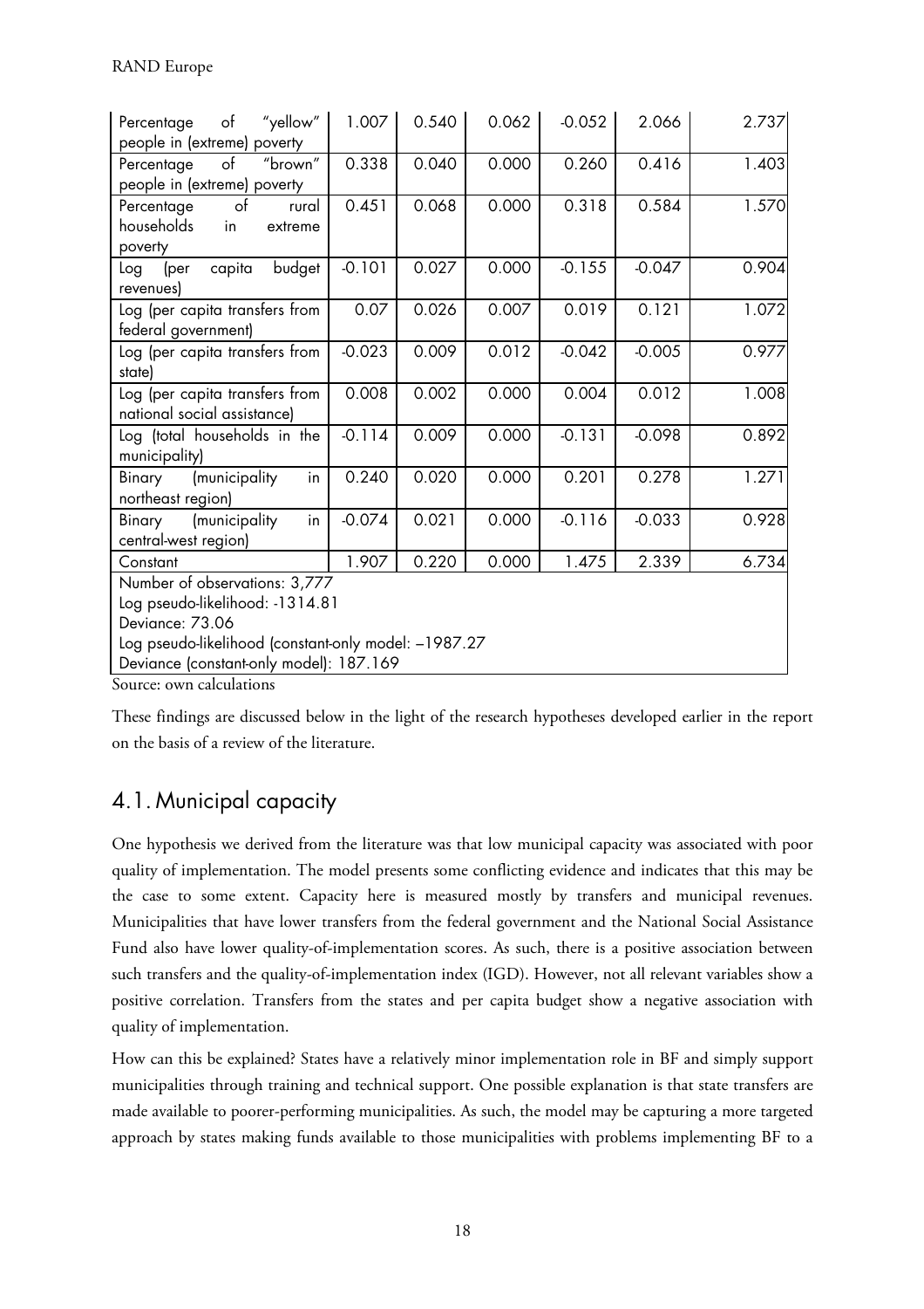| | | | | | | |
|---|---|---|---|---|---|---|
| Percentage of "yellow" people in (extreme) poverty | 1.007 | 0.540 | 0.062 | -0.052 | 2.066 | 2.737 |
| Percentage of "brown" people in (extreme) poverty | 0.338 | 0.040 | 0.000 | 0.260 | 0.416 | 1.403 |
| Percentage of rural households in extreme poverty | 0.451 | 0.068 | 0.000 | 0.318 | 0.584 | 1.570 |
| Log (per capita budget revenues) | -0.101 | 0.027 | 0.000 | -0.155 | -0.047 | 0.904 |
| Log (per capita transfers from federal government) | 0.07 | 0.026 | 0.007 | 0.019 | 0.121 | 1.072 |
| Log (per capita transfers from state) | -0.023 | 0.009 | 0.012 | -0.042 | -0.005 | 0.977 |
| Log (per capita transfers from national social assistance) | 0.008 | 0.002 | 0.000 | 0.004 | 0.012 | 1.008 |
| Log (total households in the municipality) | -0.114 | 0.009 | 0.000 | -0.131 | -0.098 | 0.892 |
| Binary (municipality in northeast region) | 0.240 | 0.020 | 0.000 | 0.201 | 0.278 | 1.271 |
| Binary (municipality in central-west region) | -0.074 | 0.021 | 0.000 | -0.116 | -0.033 | 0.928 |
| Constant | 1.907 | 0.220 | 0.000 | 1.475 | 2.339 | 6.734 |
| Number of observations: 3,777<br>Log pseudo-likelihood: -1314.81<br>Deviance: 73.06<br>Log pseudo-likelihood (constant-only model: –1987.27<br>Deviance (constant-only model): 187.169 | | | | | | |

Source: own calculations

These findings are discussed below in the light of the research hypotheses developed earlier in the report on the basis of a review of the literature.

## 4.1. Municipal capacity

One hypothesis we derived from the literature was that low municipal capacity was associated with poor quality of implementation. The model presents some conflicting evidence and indicates that this may be the case to some extent. Capacity here is measured mostly by transfers and municipal revenues. Municipalities that have lower transfers from the federal government and the National Social Assistance Fund also have lower quality-of-implementation scores. As such, there is a positive association between such transfers and the quality-of-implementation index (IGD). However, not all relevant variables show a positive correlation. Transfers from the states and per capita budget show a negative association with quality of implementation.

How can this be explained? States have a relatively minor implementation role in BF and simply support municipalities through training and technical support. One possible explanation is that state transfers are made available to poorer-performing municipalities. As such, the model may be capturing a more targeted approach by states making funds available to those municipalities with problems implementing BF to a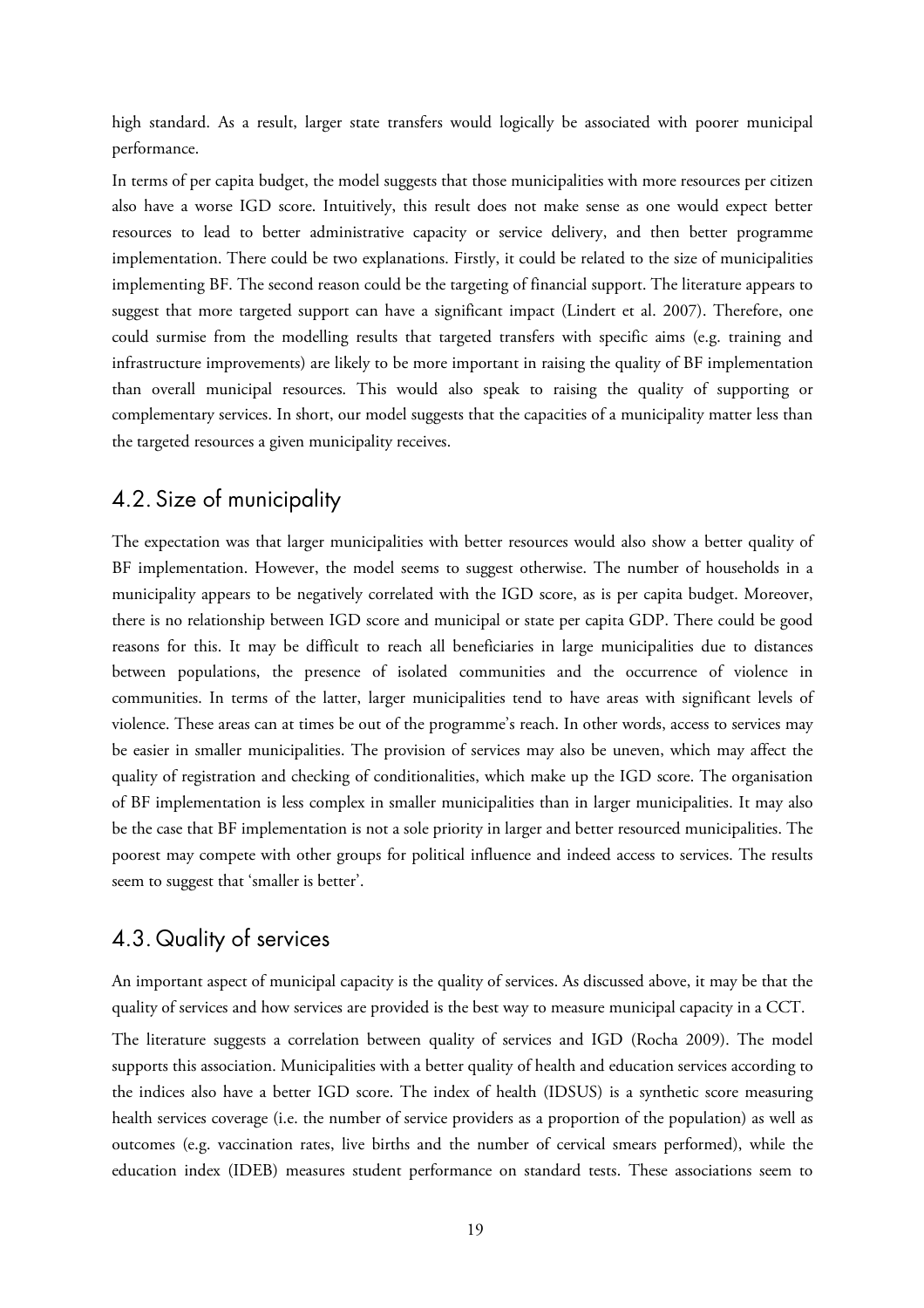high standard. As a result, larger state transfers would logically be associated with poorer municipal performance.

In terms of per capita budget, the model suggests that those municipalities with more resources per citizen also have a worse IGD score. Intuitively, this result does not make sense as one would expect better resources to lead to better administrative capacity or service delivery, and then better programme implementation. There could be two explanations. Firstly, it could be related to the size of municipalities implementing BF. The second reason could be the targeting of financial support. The literature appears to suggest that more targeted support can have a significant impact (Lindert et al. 2007). Therefore, one could surmise from the modelling results that targeted transfers with specific aims (e.g. training and infrastructure improvements) are likely to be more important in raising the quality of BF implementation than overall municipal resources. This would also speak to raising the quality of supporting or complementary services. In short, our model suggests that the capacities of a municipality matter less than the targeted resources a given municipality receives.

## 4.2. Size of municipality

The expectation was that larger municipalities with better resources would also show a better quality of BF implementation. However, the model seems to suggest otherwise. The number of households in a municipality appears to be negatively correlated with the IGD score, as is per capita budget. Moreover, there is no relationship between IGD score and municipal or state per capita GDP. There could be good reasons for this. It may be difficult to reach all beneficiaries in large municipalities due to distances between populations, the presence of isolated communities and the occurrence of violence in communities. In terms of the latter, larger municipalities tend to have areas with significant levels of violence. These areas can at times be out of the programme's reach. In other words, access to services may be easier in smaller municipalities. The provision of services may also be uneven, which may affect the quality of registration and checking of conditionalities, which make up the IGD score. The organisation of BF implementation is less complex in smaller municipalities than in larger municipalities. It may also be the case that BF implementation is not a sole priority in larger and better resourced municipalities. The poorest may compete with other groups for political influence and indeed access to services. The results seem to suggest that 'smaller is better'.

## 4.3. Quality of services

An important aspect of municipal capacity is the quality of services. As discussed above, it may be that the quality of services and how services are provided is the best way to measure municipal capacity in a CCT.

The literature suggests a correlation between quality of services and IGD (Rocha 2009). The model supports this association. Municipalities with a better quality of health and education services according to the indices also have a better IGD score. The index of health (IDSUS) is a synthetic score measuring health services coverage (i.e. the number of service providers as a proportion of the population) as well as outcomes (e.g. vaccination rates, live births and the number of cervical smears performed), while the education index (IDEB) measures student performance on standard tests. These associations seem to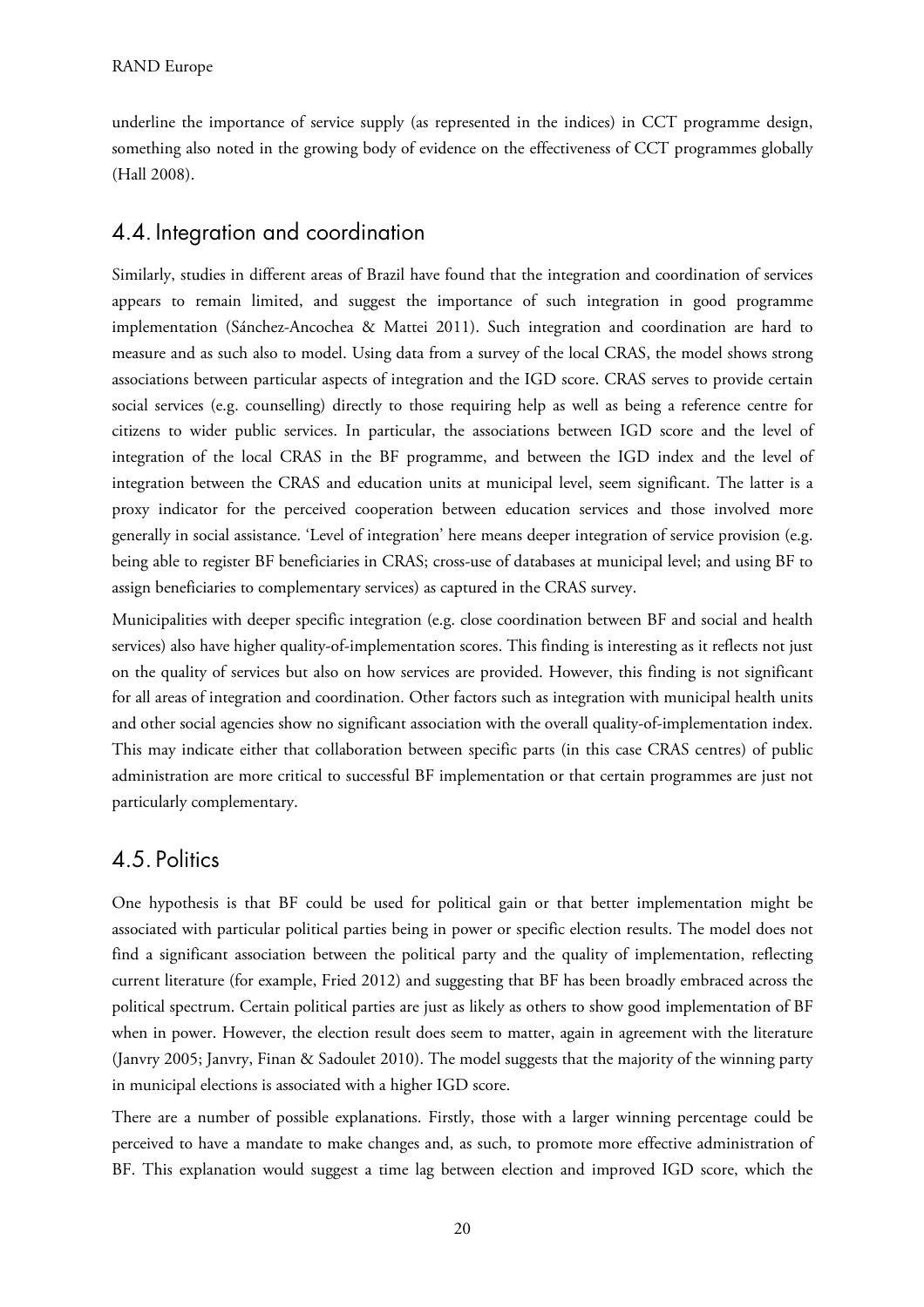underline the importance of service supply (as represented in the indices) in CCT programme design, something also noted in the growing body of evidence on the effectiveness of CCT programmes globally (Hall 2008).

## 4.4. Integration and coordination

Similarly, studies in different areas of Brazil have found that the integration and coordination of services appears to remain limited, and suggest the importance of such integration in good programme implementation (Sánchez-Ancochea & Mattei 2011). Such integration and coordination are hard to measure and as such also to model. Using data from a survey of the local CRAS, the model shows strong associations between particular aspects of integration and the IGD score. CRAS serves to provide certain social services (e.g. counselling) directly to those requiring help as well as being a reference centre for citizens to wider public services. In particular, the associations between IGD score and the level of integration of the local CRAS in the BF programme, and between the IGD index and the level of integration between the CRAS and education units at municipal level, seem significant. The latter is a proxy indicator for the perceived cooperation between education services and those involved more generally in social assistance. 'Level of integration' here means deeper integration of service provision (e.g. being able to register BF beneficiaries in CRAS; cross-use of databases at municipal level; and using BF to assign beneficiaries to complementary services) as captured in the CRAS survey.

Municipalities with deeper specific integration (e.g. close coordination between BF and social and health services) also have higher quality-of-implementation scores. This finding is interesting as it reflects not just on the quality of services but also on how services are provided. However, this finding is not significant for all areas of integration and coordination. Other factors such as integration with municipal health units and other social agencies show no significant association with the overall quality-of-implementation index. This may indicate either that collaboration between specific parts (in this case CRAS centres) of public administration are more critical to successful BF implementation or that certain programmes are just not particularly complementary.

## 4.5. Politics

One hypothesis is that BF could be used for political gain or that better implementation might be associated with particular political parties being in power or specific election results. The model does not find a significant association between the political party and the quality of implementation, reflecting current literature (for example, Fried 2012) and suggesting that BF has been broadly embraced across the political spectrum. Certain political parties are just as likely as others to show good implementation of BF when in power. However, the election result does seem to matter, again in agreement with the literature (Janvry 2005; Janvry, Finan & Sadoulet 2010). The model suggests that the majority of the winning party in municipal elections is associated with a higher IGD score.

There are a number of possible explanations. Firstly, those with a larger winning percentage could be perceived to have a mandate to make changes and, as such, to promote more effective administration of BF. This explanation would suggest a time lag between election and improved IGD score, which the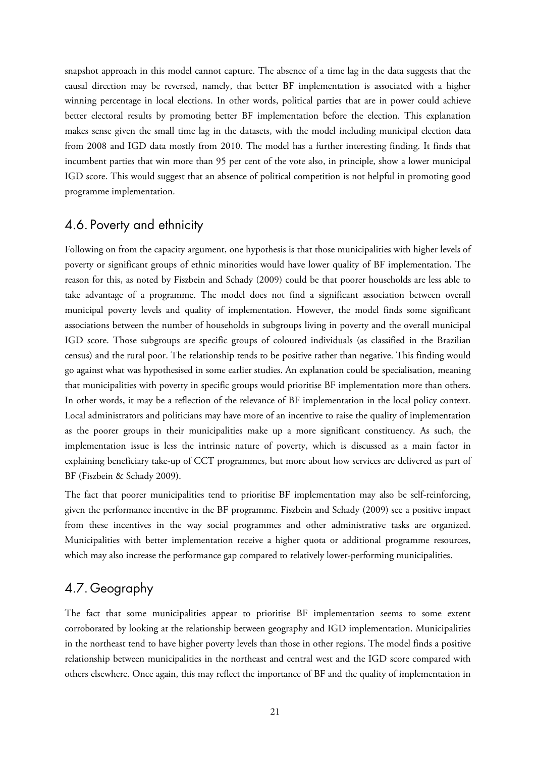snapshot approach in this model cannot capture. The absence of a time lag in the data suggests that the causal direction may be reversed, namely, that better BF implementation is associated with a higher winning percentage in local elections. In other words, political parties that are in power could achieve better electoral results by promoting better BF implementation before the election. This explanation makes sense given the small time lag in the datasets, with the model including municipal election data from 2008 and IGD data mostly from 2010. The model has a further interesting finding. It finds that incumbent parties that win more than 95 per cent of the vote also, in principle, show a lower municipal IGD score. This would suggest that an absence of political competition is not helpful in promoting good programme implementation.

## 4.6. Poverty and ethnicity

Following on from the capacity argument, one hypothesis is that those municipalities with higher levels of poverty or significant groups of ethnic minorities would have lower quality of BF implementation. The reason for this, as noted by Fiszbein and Schady (2009) could be that poorer households are less able to take advantage of a programme. The model does not find a significant association between overall municipal poverty levels and quality of implementation. However, the model finds some significant associations between the number of households in subgroups living in poverty and the overall municipal IGD score. Those subgroups are specific groups of coloured individuals (as classified in the Brazilian census) and the rural poor. The relationship tends to be positive rather than negative. This finding would go against what was hypothesised in some earlier studies. An explanation could be specialisation, meaning that municipalities with poverty in specific groups would prioritise BF implementation more than others. In other words, it may be a reflection of the relevance of BF implementation in the local policy context. Local administrators and politicians may have more of an incentive to raise the quality of implementation as the poorer groups in their municipalities make up a more significant constituency. As such, the implementation issue is less the intrinsic nature of poverty, which is discussed as a main factor in explaining beneficiary take-up of CCT programmes, but more about how services are delivered as part of BF (Fiszbein & Schady 2009).

The fact that poorer municipalities tend to prioritise BF implementation may also be self-reinforcing, given the performance incentive in the BF programme. Fiszbein and Schady (2009) see a positive impact from these incentives in the way social programmes and other administrative tasks are organized. Municipalities with better implementation receive a higher quota or additional programme resources, which may also increase the performance gap compared to relatively lower-performing municipalities.

## 4.7. Geography

The fact that some municipalities appear to prioritise BF implementation seems to some extent corroborated by looking at the relationship between geography and IGD implementation. Municipalities in the northeast tend to have higher poverty levels than those in other regions. The model finds a positive relationship between municipalities in the northeast and central west and the IGD score compared with others elsewhere. Once again, this may reflect the importance of BF and the quality of implementation in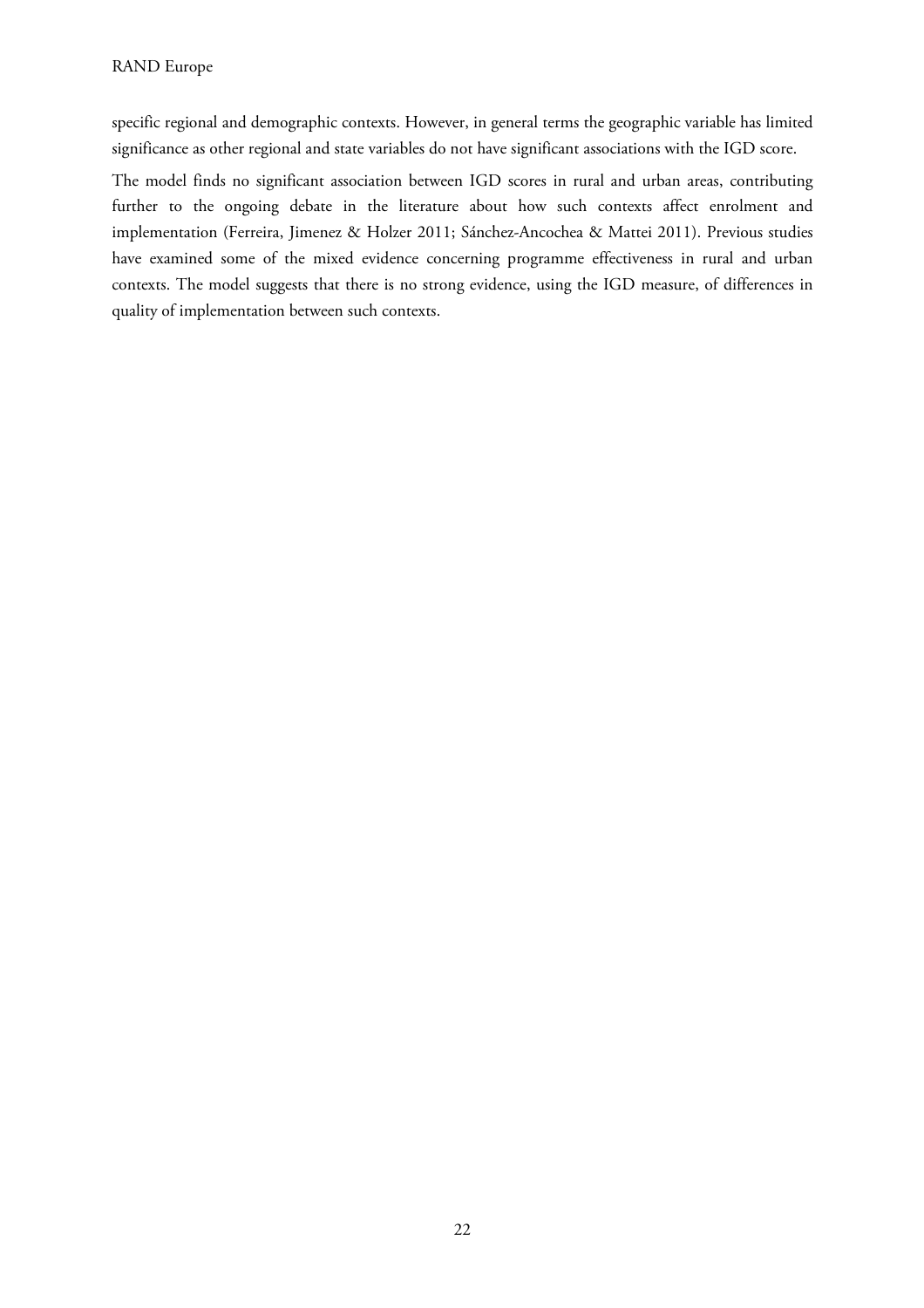specific regional and demographic contexts. However, in general terms the geographic variable has limited significance as other regional and state variables do not have significant associations with the IGD score.

The model finds no significant association between IGD scores in rural and urban areas, contributing further to the ongoing debate in the literature about how such contexts affect enrolment and implementation (Ferreira, Jimenez & Holzer 2011; Sánchez-Ancochea & Mattei 2011). Previous studies have examined some of the mixed evidence concerning programme effectiveness in rural and urban contexts. The model suggests that there is no strong evidence, using the IGD measure, of differences in quality of implementation between such contexts.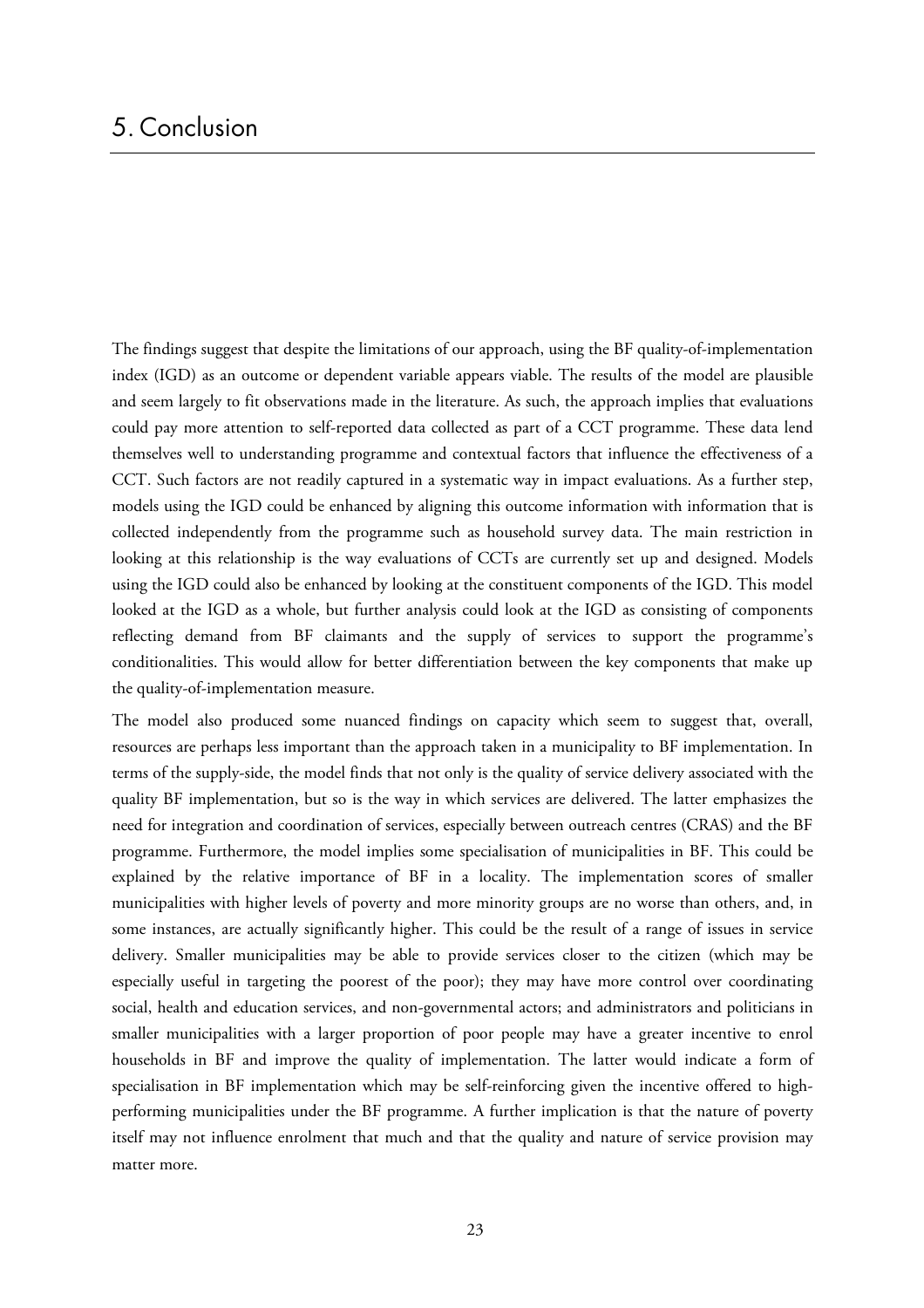# 5. Conclusion

The findings suggest that despite the limitations of our approach, using the BF quality-of-implementation index (IGD) as an outcome or dependent variable appears viable. The results of the model are plausible and seem largely to fit observations made in the literature. As such, the approach implies that evaluations could pay more attention to self-reported data collected as part of a CCT programme. These data lend themselves well to understanding programme and contextual factors that influence the effectiveness of a CCT. Such factors are not readily captured in a systematic way in impact evaluations. As a further step, models using the IGD could be enhanced by aligning this outcome information with information that is collected independently from the programme such as household survey data. The main restriction in looking at this relationship is the way evaluations of CCTs are currently set up and designed. Models using the IGD could also be enhanced by looking at the constituent components of the IGD. This model looked at the IGD as a whole, but further analysis could look at the IGD as consisting of components reflecting demand from BF claimants and the supply of services to support the programme's conditionalities. This would allow for better differentiation between the key components that make up the quality-of-implementation measure.

The model also produced some nuanced findings on capacity which seem to suggest that, overall, resources are perhaps less important than the approach taken in a municipality to BF implementation. In terms of the supply-side, the model finds that not only is the quality of service delivery associated with the quality BF implementation, but so is the way in which services are delivered. The latter emphasizes the need for integration and coordination of services, especially between outreach centres (CRAS) and the BF programme. Furthermore, the model implies some specialisation of municipalities in BF. This could be explained by the relative importance of BF in a locality. The implementation scores of smaller municipalities with higher levels of poverty and more minority groups are no worse than others, and, in some instances, are actually significantly higher. This could be the result of a range of issues in service delivery. Smaller municipalities may be able to provide services closer to the citizen (which may be especially useful in targeting the poorest of the poor); they may have more control over coordinating social, health and education services, and non-governmental actors; and administrators and politicians in smaller municipalities with a larger proportion of poor people may have a greater incentive to enrol households in BF and improve the quality of implementation. The latter would indicate a form of specialisation in BF implementation which may be self-reinforcing given the incentive offered to high-performing municipalities under the BF programme. A further implication is that the nature of poverty itself may not influence enrolment that much and that the quality and nature of service provision may matter more.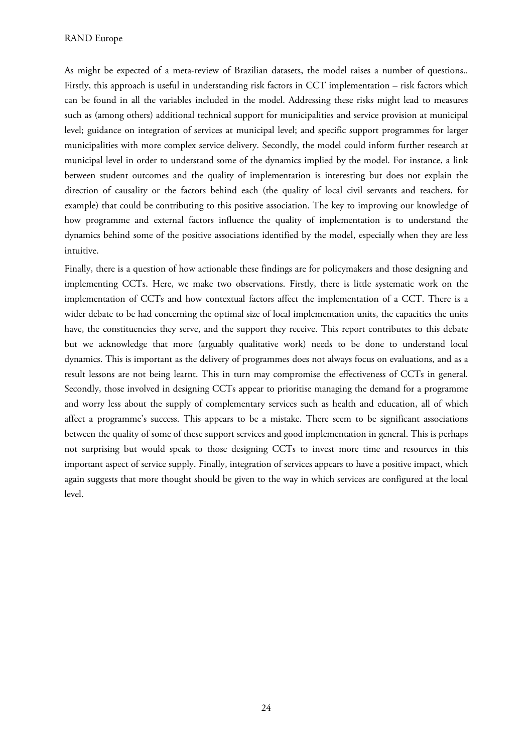As might be expected of a meta-review of Brazilian datasets, the model raises a number of questions.. Firstly, this approach is useful in understanding risk factors in CCT implementation – risk factors which can be found in all the variables included in the model. Addressing these risks might lead to measures such as (among others) additional technical support for municipalities and service provision at municipal level; guidance on integration of services at municipal level; and specific support programmes for larger municipalities with more complex service delivery. Secondly, the model could inform further research at municipal level in order to understand some of the dynamics implied by the model. For instance, a link between student outcomes and the quality of implementation is interesting but does not explain the direction of causality or the factors behind each (the quality of local civil servants and teachers, for example) that could be contributing to this positive association. The key to improving our knowledge of how programme and external factors influence the quality of implementation is to understand the dynamics behind some of the positive associations identified by the model, especially when they are less intuitive.

Finally, there is a question of how actionable these findings are for policymakers and those designing and implementing CCTs. Here, we make two observations. Firstly, there is little systematic work on the implementation of CCTs and how contextual factors affect the implementation of a CCT. There is a wider debate to be had concerning the optimal size of local implementation units, the capacities the units have, the constituencies they serve, and the support they receive. This report contributes to this debate but we acknowledge that more (arguably qualitative work) needs to be done to understand local dynamics. This is important as the delivery of programmes does not always focus on evaluations, and as a result lessons are not being learnt. This in turn may compromise the effectiveness of CCTs in general. Secondly, those involved in designing CCTs appear to prioritise managing the demand for a programme and worry less about the supply of complementary services such as health and education, all of which affect a programme's success. This appears to be a mistake. There seem to be significant associations between the quality of some of these support services and good implementation in general. This is perhaps not surprising but would speak to those designing CCTs to invest more time and resources in this important aspect of service supply. Finally, integration of services appears to have a positive impact, which again suggests that more thought should be given to the way in which services are configured at the local level.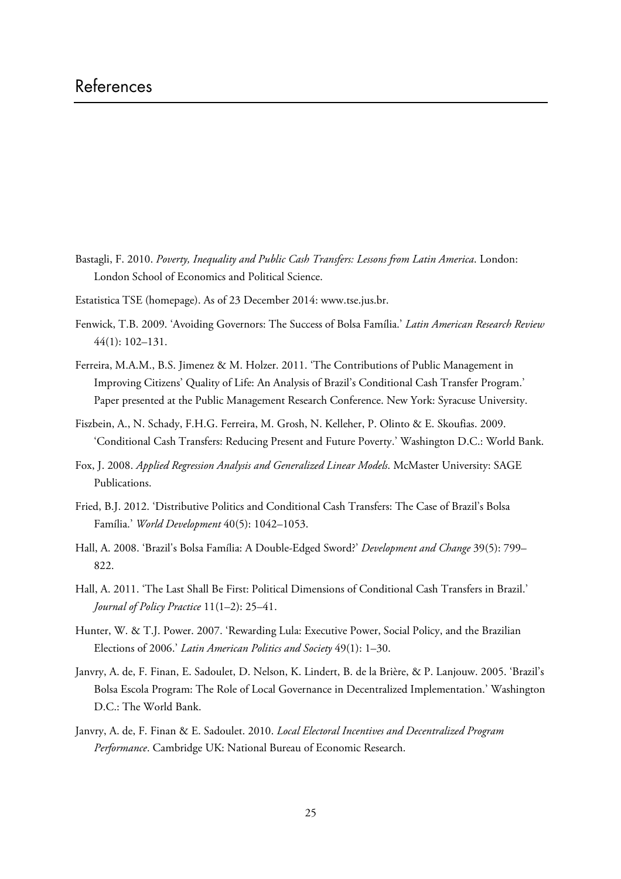# References

Bastagli, F. 2010. *Poverty, Inequality and Public Cash Transfers: Lessons from Latin America*. London: London School of Economics and Political Science.

Estatistica TSE (homepage). As of 23 December 2014: www.tse.jus.br.

Fenwick, T.B. 2009. 'Avoiding Governors: The Success of Bolsa Família.' *Latin American Research Review* 44(1): 102–131.

Ferreira, M.A.M., B.S. Jimenez & M. Holzer. 2011. 'The Contributions of Public Management in Improving Citizens' Quality of Life: An Analysis of Brazil's Conditional Cash Transfer Program.' Paper presented at the Public Management Research Conference. New York: Syracuse University.

Fiszbein, A., N. Schady, F.H.G. Ferreira, M. Grosh, N. Kelleher, P. Olinto & E. Skoufias. 2009. 'Conditional Cash Transfers: Reducing Present and Future Poverty.' Washington D.C.: World Bank.

Fox, J. 2008. *Applied Regression Analysis and Generalized Linear Models*. McMaster University: SAGE Publications.

Fried, B.J. 2012. 'Distributive Politics and Conditional Cash Transfers: The Case of Brazil's Bolsa Família.' *World Development* 40(5): 1042–1053.

Hall, A. 2008. 'Brazil's Bolsa Família: A Double-Edged Sword?' *Development and Change* 39(5): 799–822.

Hall, A. 2011. 'The Last Shall Be First: Political Dimensions of Conditional Cash Transfers in Brazil.' *Journal of Policy Practice* 11(1–2): 25–41.

Hunter, W. & T.J. Power. 2007. 'Rewarding Lula: Executive Power, Social Policy, and the Brazilian Elections of 2006.' *Latin American Politics and Society* 49(1): 1–30.

Janvry, A. de, F. Finan, E. Sadoulet, D. Nelson, K. Lindert, B. de la Brière, & P. Lanjouw. 2005. 'Brazil's Bolsa Escola Program: The Role of Local Governance in Decentralized Implementation.' Washington D.C.: The World Bank.

Janvry, A. de, F. Finan & E. Sadoulet. 2010. *Local Electoral Incentives and Decentralized Program Performance*. Cambridge UK: National Bureau of Economic Research.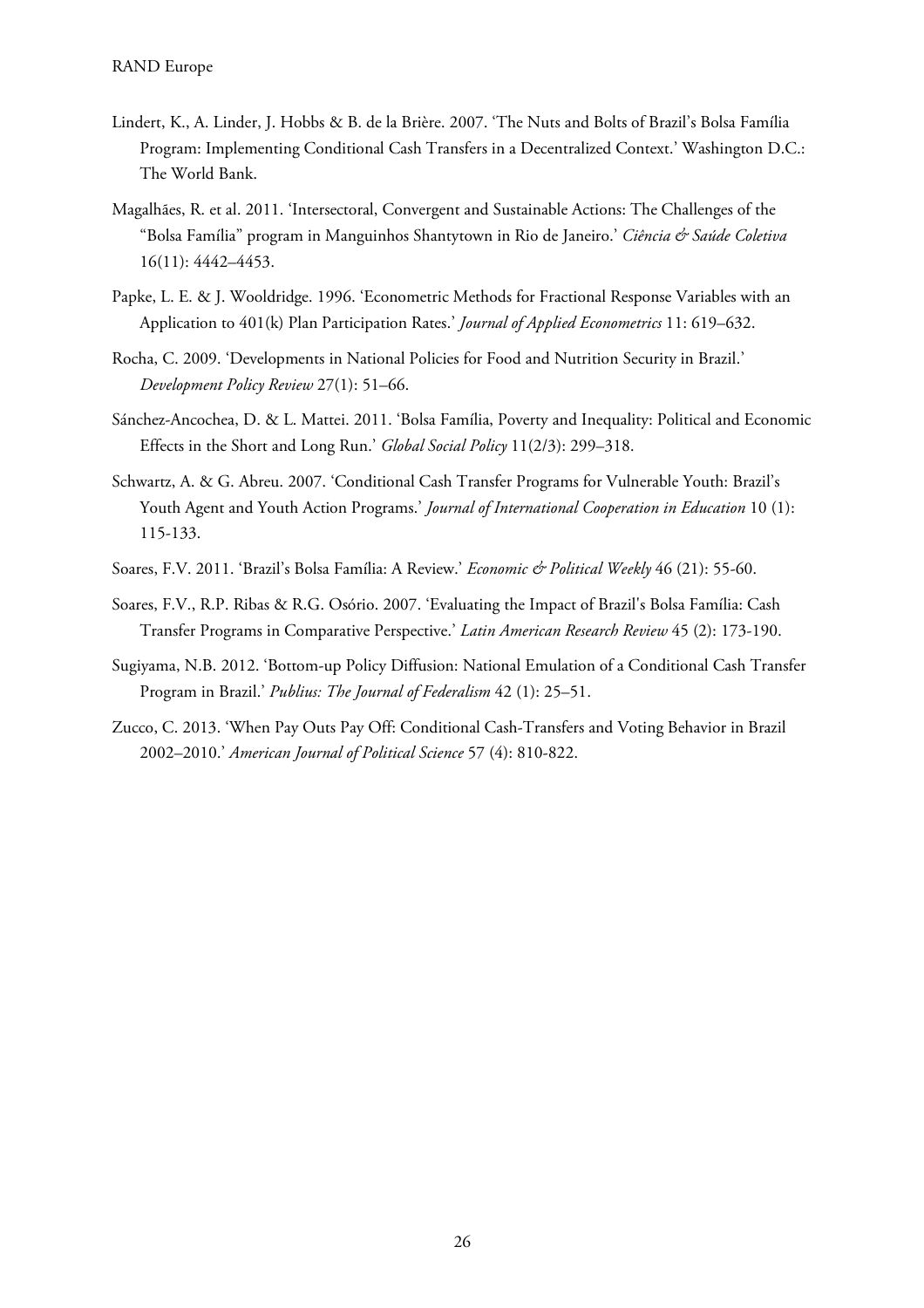Lindert, K., A. Linder, J. Hobbs & B. de la Brière. 2007. 'The Nuts and Bolts of Brazil's Bolsa Família Program: Implementing Conditional Cash Transfers in a Decentralized Context.' Washington D.C.: The World Bank.

Magalhães, R. et al. 2011. 'Intersectoral, Convergent and Sustainable Actions: The Challenges of the "Bolsa Família" program in Manguinhos Shantytown in Rio de Janeiro.' *Ciência & Saúde Coletiva* 16(11): 4442–4453.

Papke, L. E. & J. Wooldridge. 1996. 'Econometric Methods for Fractional Response Variables with an Application to 401(k) Plan Participation Rates.' *Journal of Applied Econometrics* 11: 619–632.

Rocha, C. 2009. 'Developments in National Policies for Food and Nutrition Security in Brazil.' *Development Policy Review* 27(1): 51–66.

Sánchez-Ancochea, D. & L. Mattei. 2011. 'Bolsa Família, Poverty and Inequality: Political and Economic Effects in the Short and Long Run.' *Global Social Policy* 11(2/3): 299–318.

Schwartz, A. & G. Abreu. 2007. 'Conditional Cash Transfer Programs for Vulnerable Youth: Brazil's Youth Agent and Youth Action Programs.' *Journal of International Cooperation in Education* 10 (1): 115-133.

Soares, F.V. 2011. 'Brazil's Bolsa Família: A Review.' *Economic & Political Weekly* 46 (21): 55-60.

Soares, F.V., R.P. Ribas & R.G. Osório. 2007. 'Evaluating the Impact of Brazil's Bolsa Família: Cash Transfer Programs in Comparative Perspective.' *Latin American Research Review* 45 (2): 173-190.

Sugiyama, N.B. 2012. 'Bottom-up Policy Diffusion: National Emulation of a Conditional Cash Transfer Program in Brazil.' *Publius: The Journal of Federalism* 42 (1): 25–51.

Zucco, C. 2013. 'When Pay Outs Pay Off: Conditional Cash-Transfers and Voting Behavior in Brazil 2002–2010.' *American Journal of Political Science* 57 (4): 810-822.